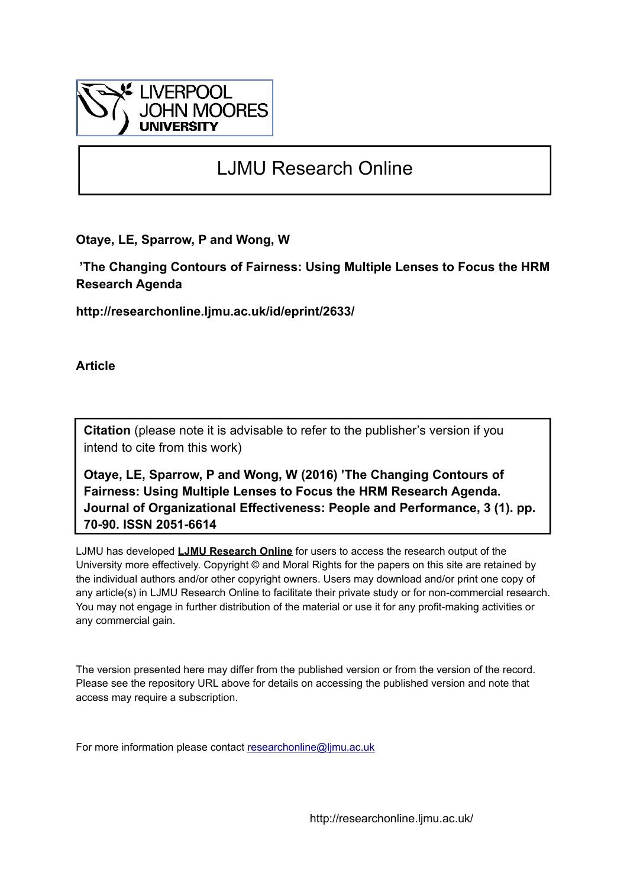LIVERPOOL JOHN MOORES UNIVERSITY

# LJMU Research Online

**Otaye, LE, Sparrow, P and Wong, W**

**'The Changing Contours of Fairness: Using Multiple Lenses to Focus the HRM Research Agenda**

**http://researchonline.ljmu.ac.uk/id/eprint/2633/**

**Article**

**Citation** (please note it is advisable to refer to the publisher's version if you intend to cite from this work)

**Otaye, LE, Sparrow, P and Wong, W (2016) 'The Changing Contours of Fairness: Using Multiple Lenses to Focus the HRM Research Agenda. Journal of Organizational Effectiveness: People and Performance, 3 (1). pp. 70-90. ISSN 2051-6614**

LJMU has developed **LJMU Research Online** for users to access the research output of the University more effectively. Copyright © and Moral Rights for the papers on this site are retained by the individual authors and/or other copyright owners. Users may download and/or print one copy of any article(s) in LJMU Research Online to facilitate their private study or for non-commercial research. You may not engage in further distribution of the material or use it for any profit-making activities or any commercial gain.

The version presented here may differ from the published version or from the version of the record. Please see the repository URL above for details on accessing the published version and note that access may require a subscription.

For more information please contact researchonline@ljmu.ac.uk

http://researchonline.ljmu.ac.uk/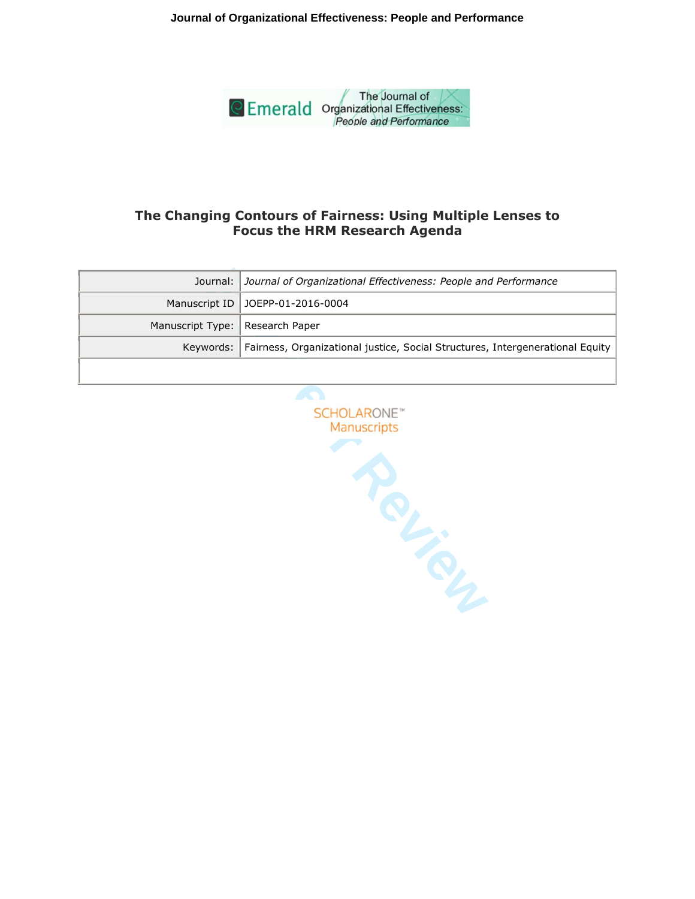# The Changing Contours of Fairness: Using Multiple Lenses to Focus the HRM Research Agenda

| | |
|---|---|
| Journal: | *Journal of Organizational Effectiveness: People and Performance* |
| Manuscript ID | JOEPP-01-2016-0004 |
| Manuscript Type: | Research Paper |
| Keywords: | Fairness, Organizational justice, Social Structures, Intergenerational Equity |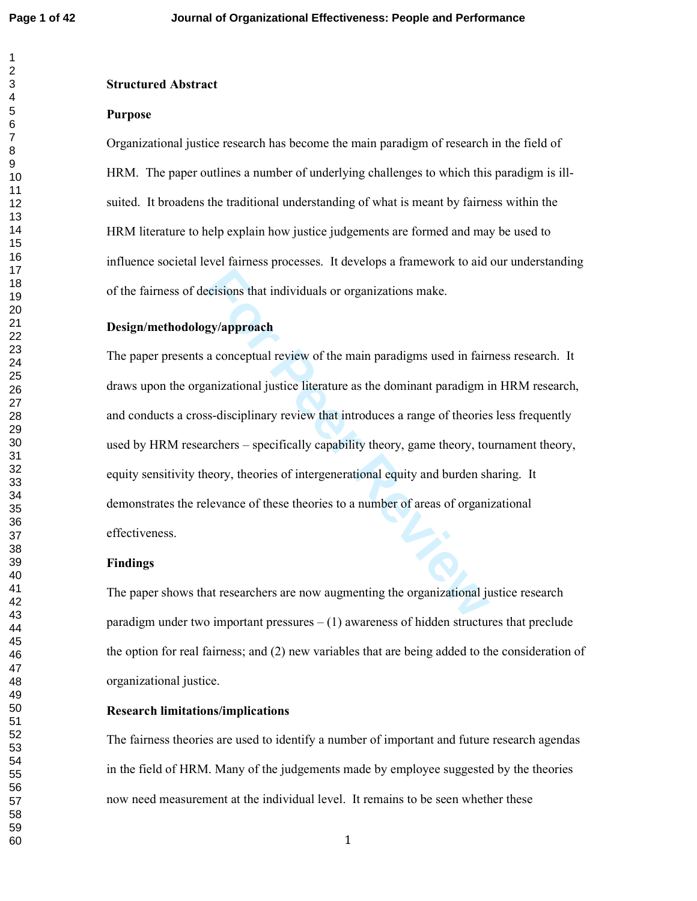**Structured Abstract**

**Purpose**

Organizational justice research has become the main paradigm of research in the field of HRM. The paper outlines a number of underlying challenges to which this paradigm is ill-suited. It broadens the traditional understanding of what is meant by fairness within the HRM literature to help explain how justice judgements are formed and may be used to influence societal level fairness processes. It develops a framework to aid our understanding of the fairness of decisions that individuals or organizations make.

**Design/methodology/approach**

The paper presents a conceptual review of the main paradigms used in fairness research. It draws upon the organizational justice literature as the dominant paradigm in HRM research, and conducts a cross-disciplinary review that introduces a range of theories less frequently used by HRM researchers – specifically capability theory, game theory, tournament theory, equity sensitivity theory, theories of intergenerational equity and burden sharing. It demonstrates the relevance of these theories to a number of areas of organizational effectiveness.

**Findings**

The paper shows that researchers are now augmenting the organizational justice research paradigm under two important pressures – (1) awareness of hidden structures that preclude the option for real fairness; and (2) new variables that are being added to the consideration of organizational justice.

**Research limitations/implications**

The fairness theories are used to identify a number of important and future research agendas in the field of HRM. Many of the judgements made by employee suggested by the theories now need measurement at the individual level. It remains to be seen whether these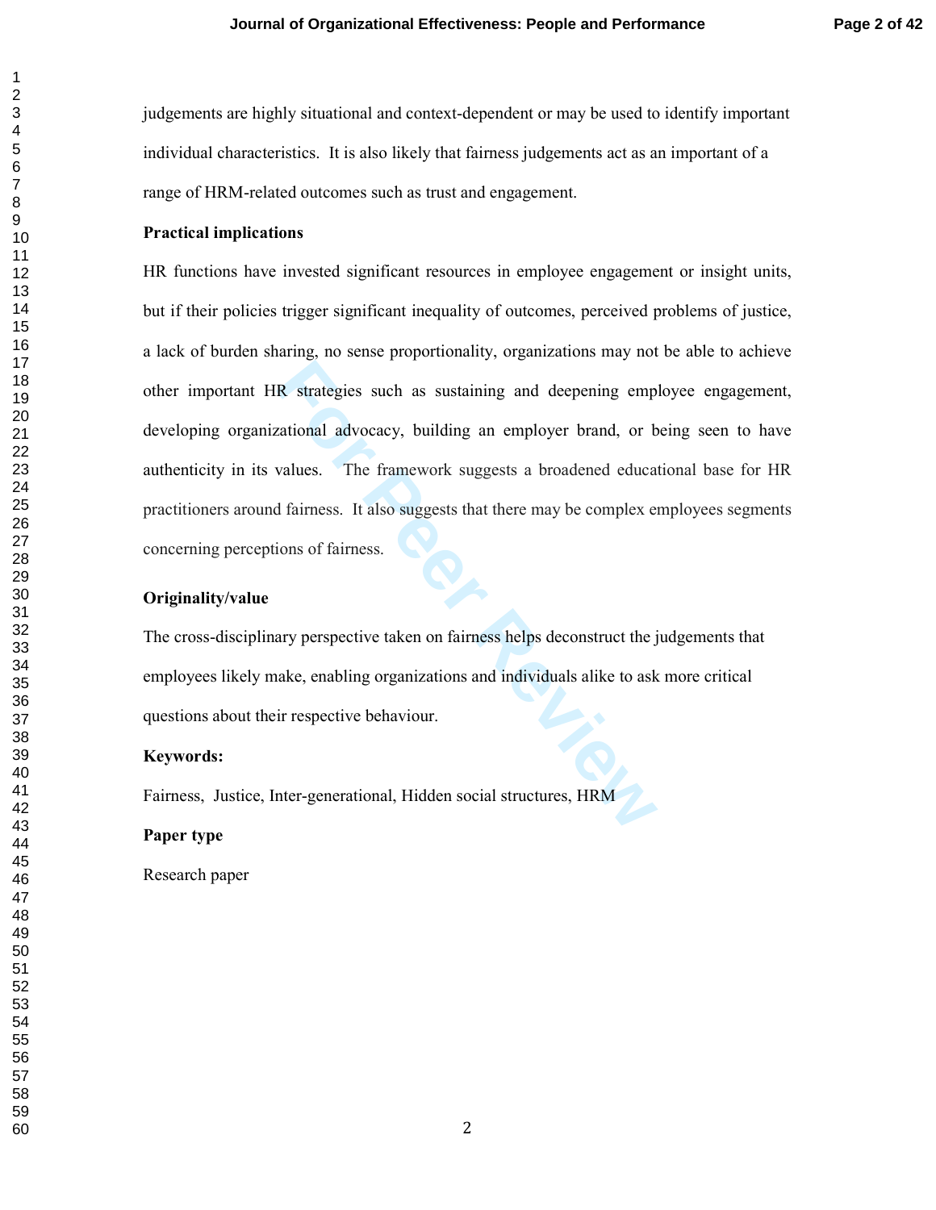judgements are highly situational and context-dependent or may be used to identify important individual characteristics. It is also likely that fairness judgements act as an important of a range of HRM-related outcomes such as trust and engagement.

**Practical implications**

HR functions have invested significant resources in employee engagement or insight units, but if their policies trigger significant inequality of outcomes, perceived problems of justice, a lack of burden sharing, no sense proportionality, organizations may not be able to achieve other important HR strategies such as sustaining and deepening employee engagement, developing organizational advocacy, building an employer brand, or being seen to have authenticity in its values. The framework suggests a broadened educational base for HR practitioners around fairness. It also suggests that there may be complex employees segments concerning perceptions of fairness.

**Originality/value**

The cross-disciplinary perspective taken on fairness helps deconstruct the judgements that employees likely make, enabling organizations and individuals alike to ask more critical questions about their respective behaviour.

**Keywords:**

Fairness, Justice, Inter-generational, Hidden social structures, HRM

**Paper type**

Research paper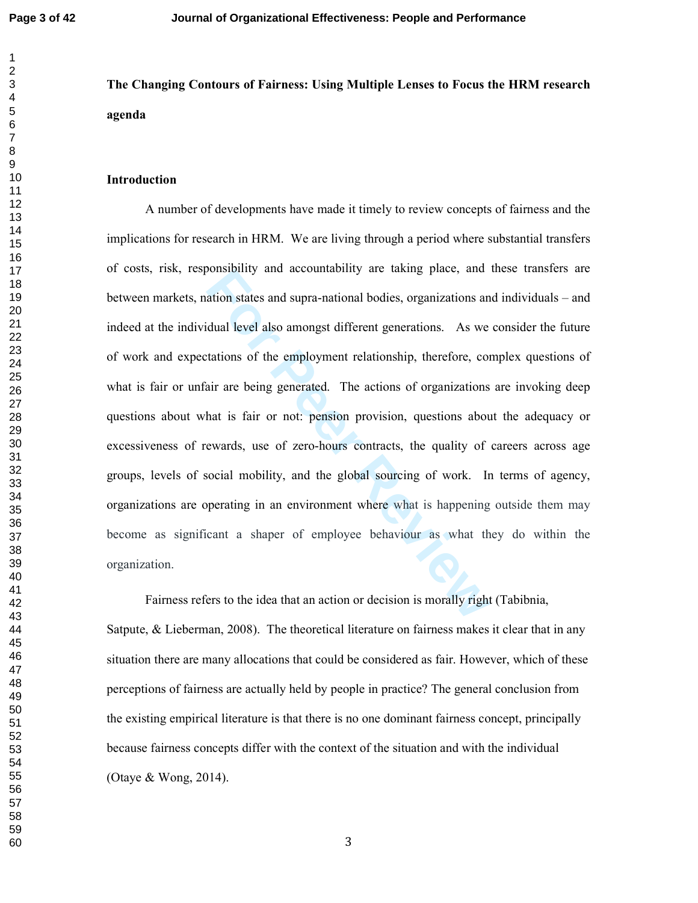**The Changing Contours of Fairness: Using Multiple Lenses to Focus the HRM research agenda**

## Introduction

A number of developments have made it timely to review concepts of fairness and the implications for research in HRM. We are living through a period where substantial transfers of costs, risk, responsibility and accountability are taking place, and these transfers are between markets, nation states and supra-national bodies, organizations and individuals – and indeed at the individual level also amongst different generations. As we consider the future of work and expectations of the employment relationship, therefore, complex questions of what is fair or unfair are being generated. The actions of organizations are invoking deep questions about what is fair or not: pension provision, questions about the adequacy or excessiveness of rewards, use of zero-hours contracts, the quality of careers across age groups, levels of social mobility, and the global sourcing of work. In terms of agency, organizations are operating in an environment where what is happening outside them may become as significant a shaper of employee behaviour as what they do within the organization.

Fairness refers to the idea that an action or decision is morally right (Tabibnia, Satpute, & Lieberman, 2008). The theoretical literature on fairness makes it clear that in any situation there are many allocations that could be considered as fair. However, which of these perceptions of fairness are actually held by people in practice? The general conclusion from the existing empirical literature is that there is no one dominant fairness concept, principally because fairness concepts differ with the context of the situation and with the individual (Otaye & Wong, 2014).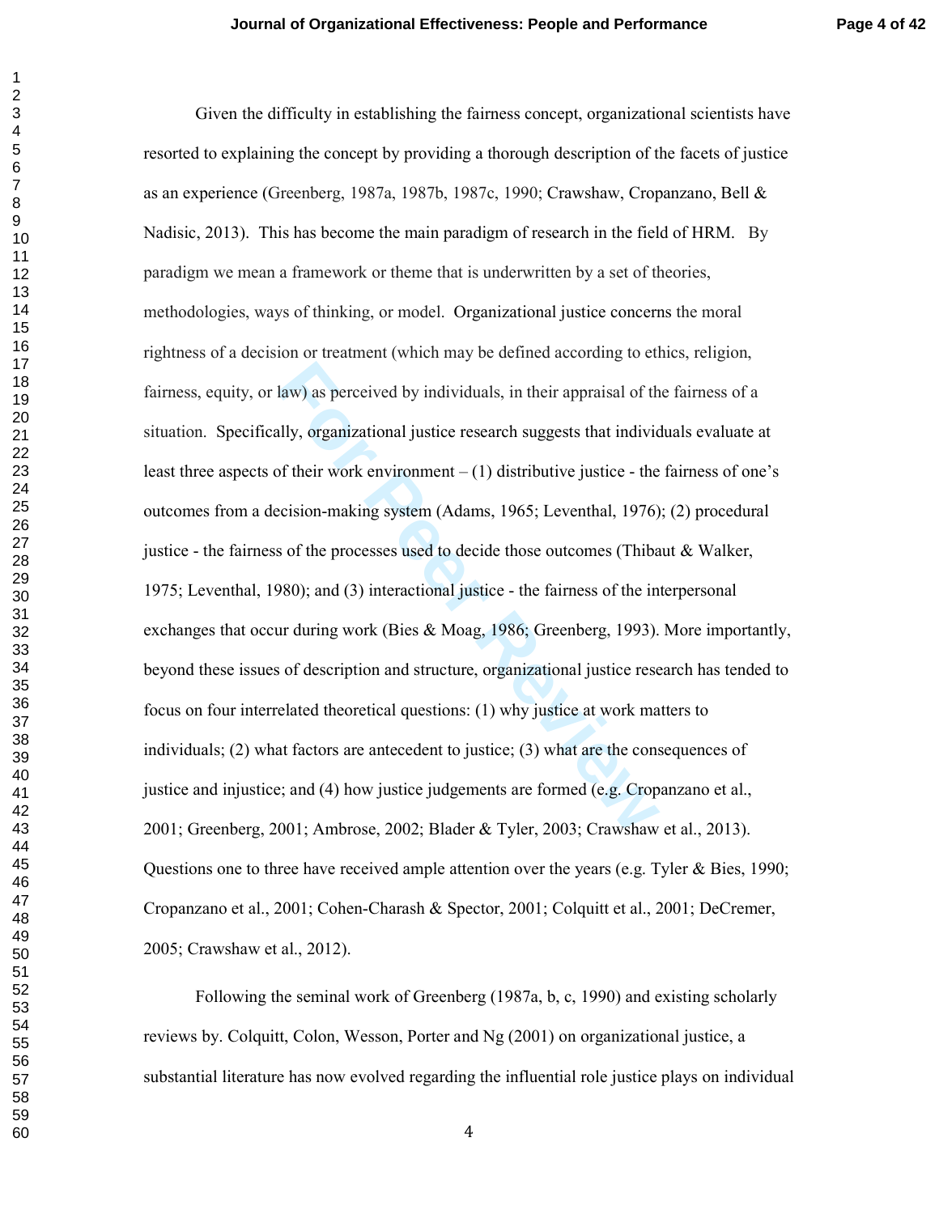Given the difficulty in establishing the fairness concept, organizational scientists have resorted to explaining the concept by providing a thorough description of the facets of justice as an experience (Greenberg, 1987a, 1987b, 1987c, 1990; Crawshaw, Cropanzano, Bell & Nadisic, 2013). This has become the main paradigm of research in the field of HRM. By paradigm we mean a framework or theme that is underwritten by a set of theories, methodologies, ways of thinking, or model. Organizational justice concerns the moral rightness of a decision or treatment (which may be defined according to ethics, religion, fairness, equity, or law) as perceived by individuals, in their appraisal of the fairness of a situation. Specifically, organizational justice research suggests that individuals evaluate at least three aspects of their work environment – (1) distributive justice - the fairness of one's outcomes from a decision-making system (Adams, 1965; Leventhal, 1976); (2) procedural justice - the fairness of the processes used to decide those outcomes (Thibaut & Walker, 1975; Leventhal, 1980); and (3) interactional justice - the fairness of the interpersonal exchanges that occur during work (Bies & Moag, 1986; Greenberg, 1993). More importantly, beyond these issues of description and structure, organizational justice research has tended to focus on four interrelated theoretical questions: (1) why justice at work matters to individuals; (2) what factors are antecedent to justice; (3) what are the consequences of justice and injustice; and (4) how justice judgements are formed (e.g. Cropanzano et al., 2001; Greenberg, 2001; Ambrose, 2002; Blader & Tyler, 2003; Crawshaw et al., 2013). Questions one to three have received ample attention over the years (e.g. Tyler & Bies, 1990; Cropanzano et al., 2001; Cohen-Charash & Spector, 2001; Colquitt et al., 2001; DeCremer, 2005; Crawshaw et al., 2012).

Following the seminal work of Greenberg (1987a, b, c, 1990) and existing scholarly reviews by. Colquitt, Colon, Wesson, Porter and Ng (2001) on organizational justice, a substantial literature has now evolved regarding the influential role justice plays on individual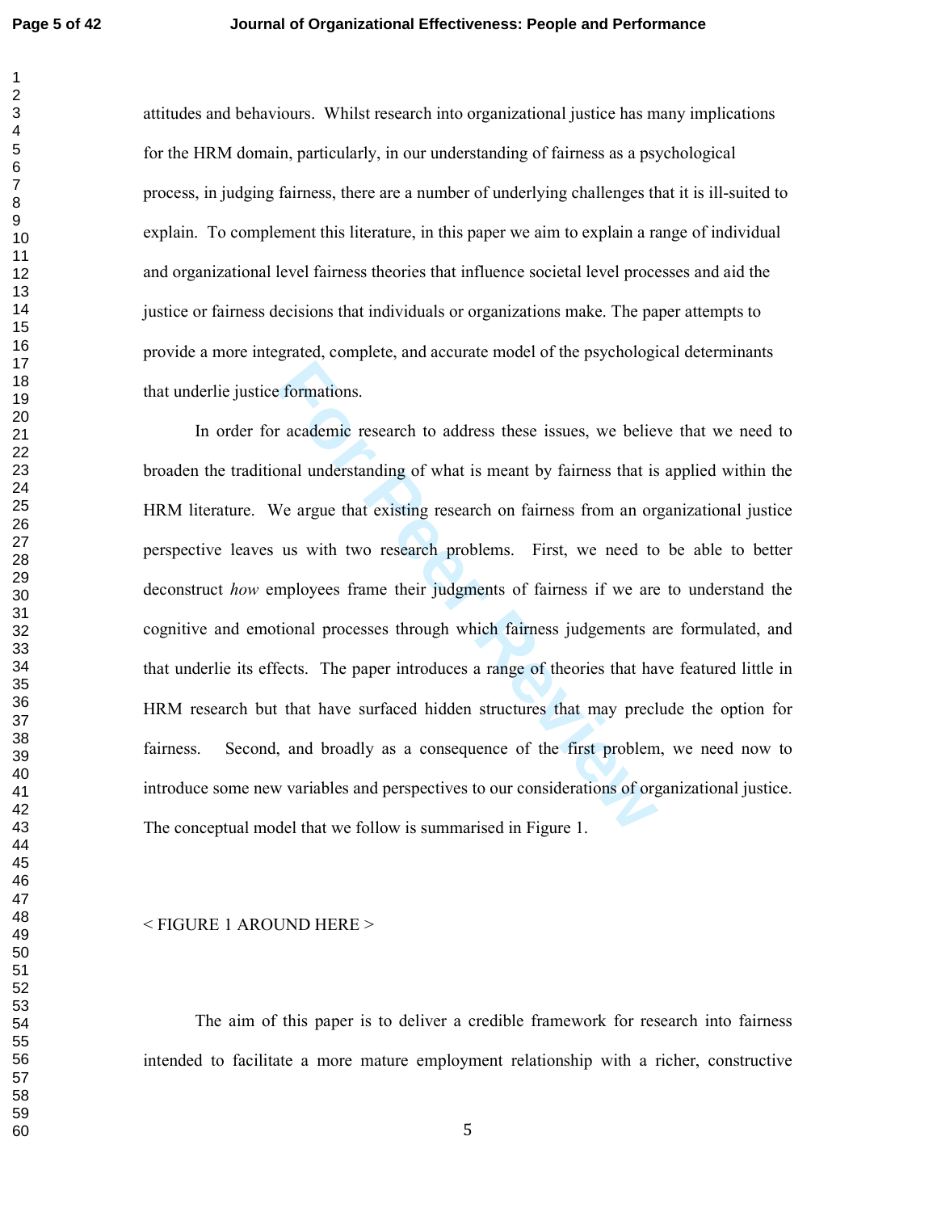attitudes and behaviours. Whilst research into organizational justice has many implications for the HRM domain, particularly, in our understanding of fairness as a psychological process, in judging fairness, there are a number of underlying challenges that it is ill-suited to explain. To complement this literature, in this paper we aim to explain a range of individual and organizational level fairness theories that influence societal level processes and aid the justice or fairness decisions that individuals or organizations make. The paper attempts to provide a more integrated, complete, and accurate model of the psychological determinants that underlie justice formations.

In order for academic research to address these issues, we believe that we need to broaden the traditional understanding of what is meant by fairness that is applied within the HRM literature. We argue that existing research on fairness from an organizational justice perspective leaves us with two research problems. First, we need to be able to better deconstruct *how* employees frame their judgments of fairness if we are to understand the cognitive and emotional processes through which fairness judgements are formulated, and that underlie its effects. The paper introduces a range of theories that have featured little in HRM research but that have surfaced hidden structures that may preclude the option for fairness. Second, and broadly as a consequence of the first problem, we need now to introduce some new variables and perspectives to our considerations of organizational justice. The conceptual model that we follow is summarised in Figure 1.

< FIGURE 1 AROUND HERE >

The aim of this paper is to deliver a credible framework for research into fairness intended to facilitate a more mature employment relationship with a richer, constructive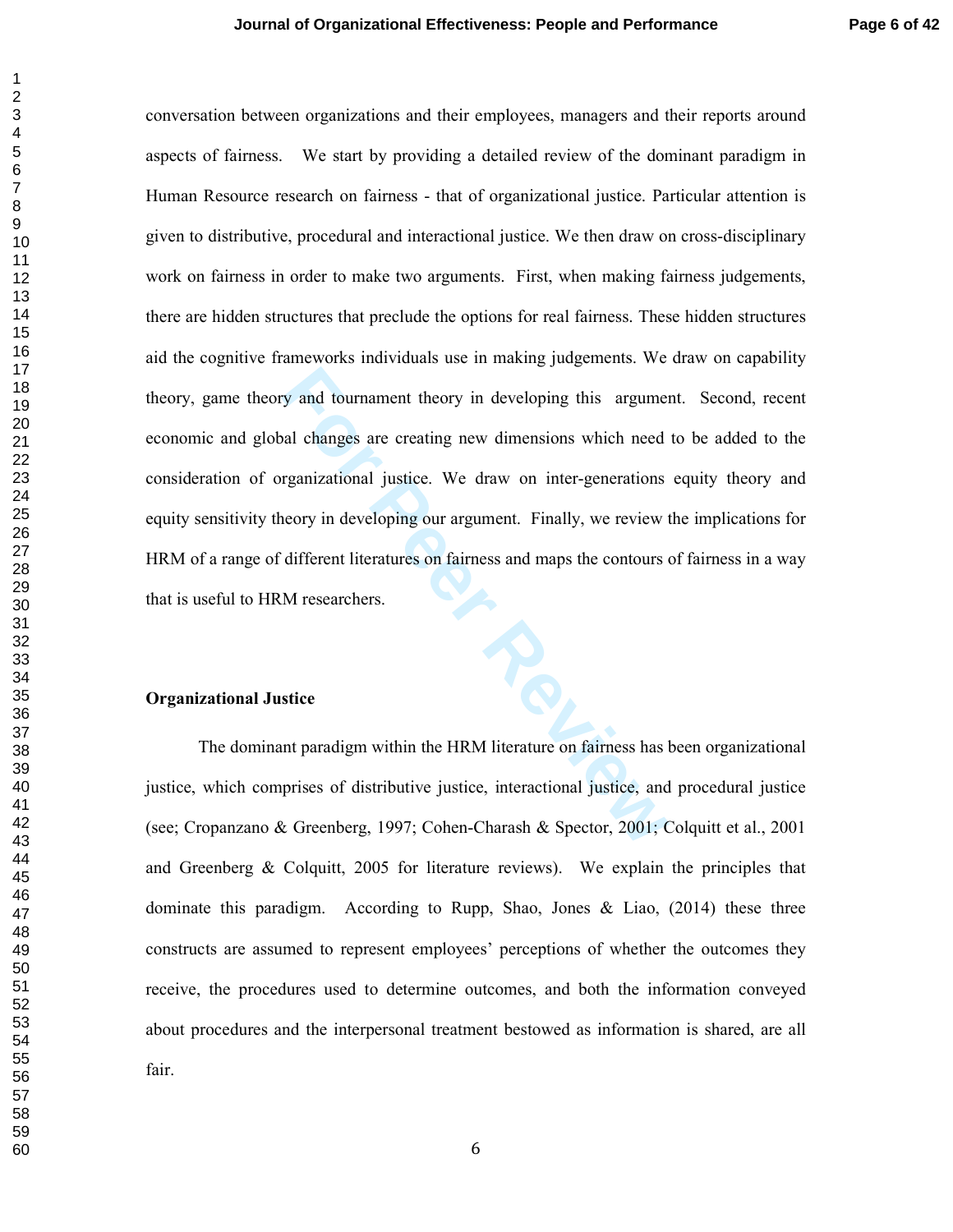conversation between organizations and their employees, managers and their reports around aspects of fairness. We start by providing a detailed review of the dominant paradigm in Human Resource research on fairness - that of organizational justice. Particular attention is given to distributive, procedural and interactional justice. We then draw on cross-disciplinary work on fairness in order to make two arguments. First, when making fairness judgements, there are hidden structures that preclude the options for real fairness. These hidden structures aid the cognitive frameworks individuals use in making judgements. We draw on capability theory, game theory and tournament theory in developing this argument. Second, recent economic and global changes are creating new dimensions which need to be added to the consideration of organizational justice. We draw on inter-generations equity theory and equity sensitivity theory in developing our argument. Finally, we review the implications for HRM of a range of different literatures on fairness and maps the contours of fairness in a way that is useful to HRM researchers.

## Organizational Justice

The dominant paradigm within the HRM literature on fairness has been organizational justice, which comprises of distributive justice, interactional justice, and procedural justice (see; Cropanzano & Greenberg, 1997; Cohen-Charash & Spector, 2001; Colquitt et al., 2001 and Greenberg & Colquitt, 2005 for literature reviews). We explain the principles that dominate this paradigm. According to Rupp, Shao, Jones & Liao, (2014) these three constructs are assumed to represent employees' perceptions of whether the outcomes they receive, the procedures used to determine outcomes, and both the information conveyed about procedures and the interpersonal treatment bestowed as information is shared, are all fair.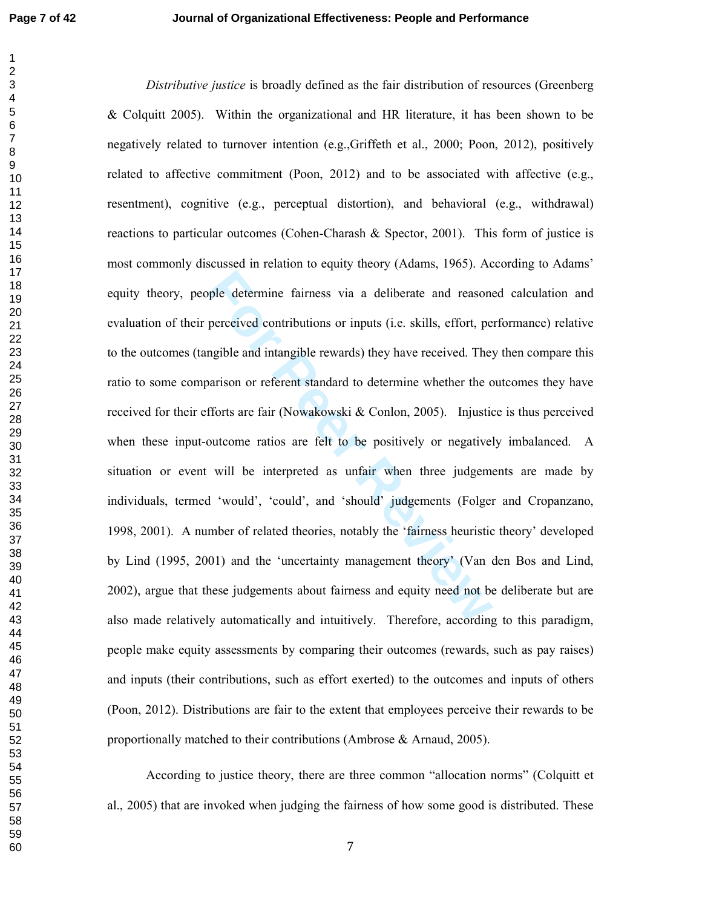*Distributive justice* is broadly defined as the fair distribution of resources (Greenberg & Colquitt 2005). Within the organizational and HR literature, it has been shown to be negatively related to turnover intention (e.g.,Griffeth et al., 2000; Poon, 2012), positively related to affective commitment (Poon, 2012) and to be associated with affective (e.g., resentment), cognitive (e.g., perceptual distortion), and behavioral (e.g., withdrawal) reactions to particular outcomes (Cohen-Charash & Spector, 2001). This form of justice is most commonly discussed in relation to equity theory (Adams, 1965). According to Adams' equity theory, people determine fairness via a deliberate and reasoned calculation and evaluation of their perceived contributions or inputs (i.e. skills, effort, performance) relative to the outcomes (tangible and intangible rewards) they have received. They then compare this ratio to some comparison or referent standard to determine whether the outcomes they have received for their efforts are fair (Nowakowski & Conlon, 2005). Injustice is thus perceived when these input-outcome ratios are felt to be positively or negatively imbalanced. A situation or event will be interpreted as unfair when three judgements are made by individuals, termed 'would', 'could', and 'should' judgements (Folger and Cropanzano, 1998, 2001). A number of related theories, notably the 'fairness heuristic theory' developed by Lind (1995, 2001) and the 'uncertainty management theory' (Van den Bos and Lind, 2002), argue that these judgements about fairness and equity need not be deliberate but are also made relatively automatically and intuitively. Therefore, according to this paradigm, people make equity assessments by comparing their outcomes (rewards, such as pay raises) and inputs (their contributions, such as effort exerted) to the outcomes and inputs of others (Poon, 2012). Distributions are fair to the extent that employees perceive their rewards to be proportionally matched to their contributions (Ambrose & Arnaud, 2005).

According to justice theory, there are three common "allocation norms" (Colquitt et al., 2005) that are invoked when judging the fairness of how some good is distributed. These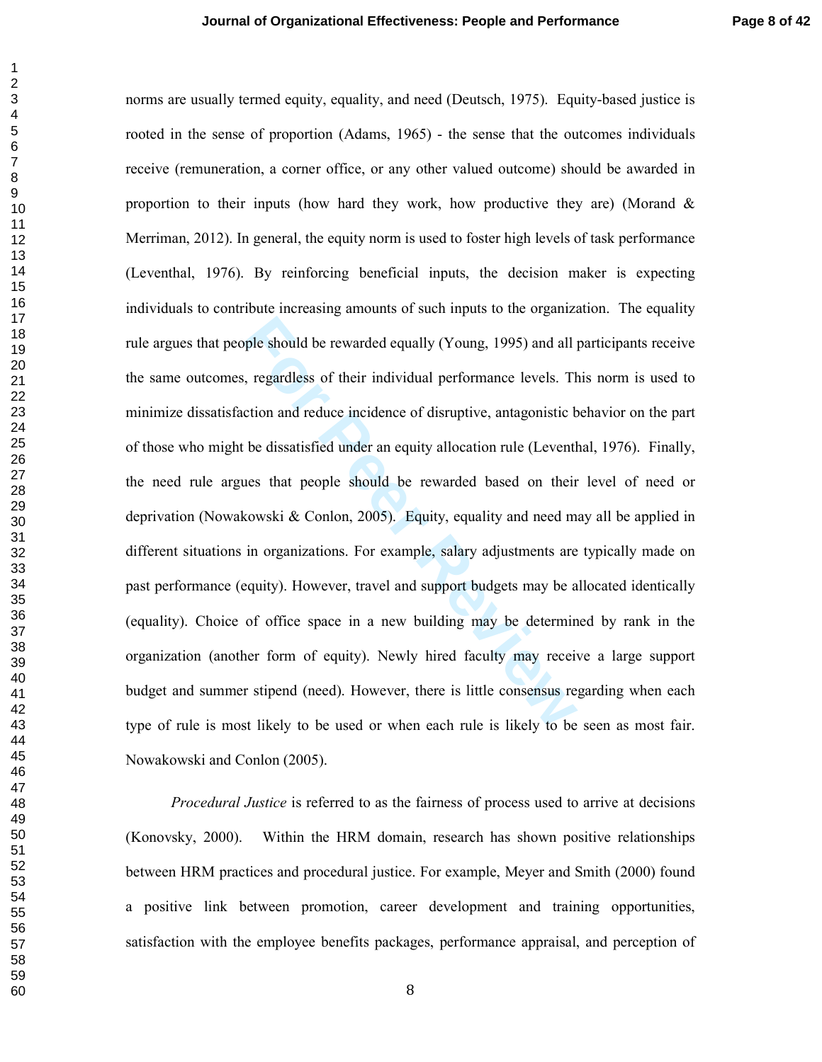norms are usually termed equity, equality, and need (Deutsch, 1975). Equity-based justice is rooted in the sense of proportion (Adams, 1965) - the sense that the outcomes individuals receive (remuneration, a corner office, or any other valued outcome) should be awarded in proportion to their inputs (how hard they work, how productive they are) (Morand & Merriman, 2012). In general, the equity norm is used to foster high levels of task performance (Leventhal, 1976). By reinforcing beneficial inputs, the decision maker is expecting individuals to contribute increasing amounts of such inputs to the organization. The equality rule argues that people should be rewarded equally (Young, 1995) and all participants receive the same outcomes, regardless of their individual performance levels. This norm is used to minimize dissatisfaction and reduce incidence of disruptive, antagonistic behavior on the part of those who might be dissatisfied under an equity allocation rule (Leventhal, 1976). Finally, the need rule argues that people should be rewarded based on their level of need or deprivation (Nowakowski & Conlon, 2005). Equity, equality and need may all be applied in different situations in organizations. For example, salary adjustments are typically made on past performance (equity). However, travel and support budgets may be allocated identically (equality). Choice of office space in a new building may be determined by rank in the organization (another form of equity). Newly hired faculty may receive a large support budget and summer stipend (need). However, there is little consensus regarding when each type of rule is most likely to be used or when each rule is likely to be seen as most fair. Nowakowski and Conlon (2005).

*Procedural Justice* is referred to as the fairness of process used to arrive at decisions (Konovsky, 2000). Within the HRM domain, research has shown positive relationships between HRM practices and procedural justice. For example, Meyer and Smith (2000) found a positive link between promotion, career development and training opportunities, satisfaction with the employee benefits packages, performance appraisal, and perception of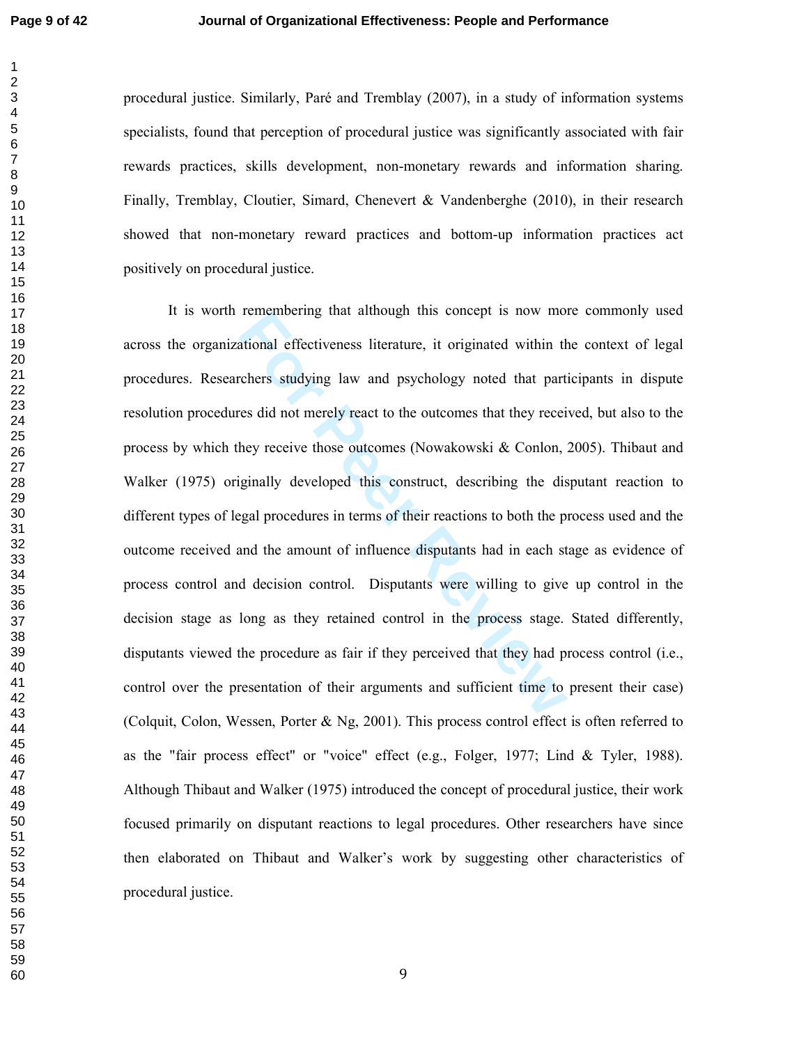procedural justice. Similarly, Paré and Tremblay (2007), in a study of information systems specialists, found that perception of procedural justice was significantly associated with fair rewards practices, skills development, non-monetary rewards and information sharing. Finally, Tremblay, Cloutier, Simard, Chenevert & Vandenberghe (2010), in their research showed that non-monetary reward practices and bottom-up information practices act positively on procedural justice.

It is worth remembering that although this concept is now more commonly used across the organizational effectiveness literature, it originated within the context of legal procedures. Researchers studying law and psychology noted that participants in dispute resolution procedures did not merely react to the outcomes that they received, but also to the process by which they receive those outcomes (Nowakowski & Conlon, 2005). Thibaut and Walker (1975) originally developed this construct, describing the disputant reaction to different types of legal procedures in terms of their reactions to both the process used and the outcome received and the amount of influence disputants had in each stage as evidence of process control and decision control. Disputants were willing to give up control in the decision stage as long as they retained control in the process stage. Stated differently, disputants viewed the procedure as fair if they perceived that they had process control (i.e., control over the presentation of their arguments and sufficient time to present their case) (Colquit, Colon, Wessen, Porter & Ng, 2001). This process control effect is often referred to as the "fair process effect" or "voice" effect (e.g., Folger, 1977; Lind & Tyler, 1988). Although Thibaut and Walker (1975) introduced the concept of procedural justice, their work focused primarily on disputant reactions to legal procedures. Other researchers have since then elaborated on Thibaut and Walker's work by suggesting other characteristics of procedural justice.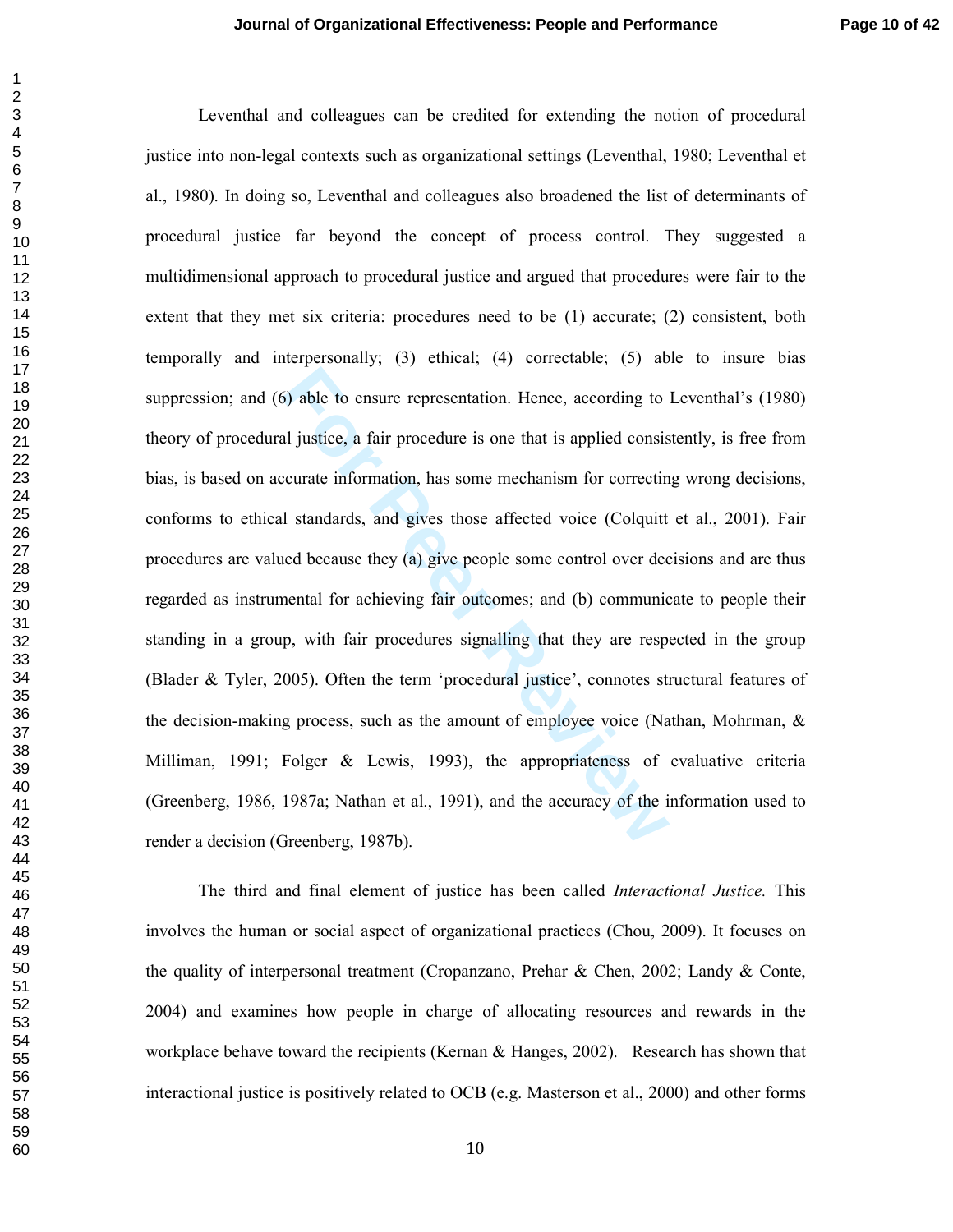Leventhal and colleagues can be credited for extending the notion of procedural justice into non-legal contexts such as organizational settings (Leventhal, 1980; Leventhal et al., 1980). In doing so, Leventhal and colleagues also broadened the list of determinants of procedural justice far beyond the concept of process control. They suggested a multidimensional approach to procedural justice and argued that procedures were fair to the extent that they met six criteria: procedures need to be (1) accurate; (2) consistent, both temporally and interpersonally; (3) ethical; (4) correctable; (5) able to insure bias suppression; and (6) able to ensure representation. Hence, according to Leventhal's (1980) theory of procedural justice, a fair procedure is one that is applied consistently, is free from bias, is based on accurate information, has some mechanism for correcting wrong decisions, conforms to ethical standards, and gives those affected voice (Colquitt et al., 2001). Fair procedures are valued because they (a) give people some control over decisions and are thus regarded as instrumental for achieving fair outcomes; and (b) communicate to people their standing in a group, with fair procedures signalling that they are respected in the group (Blader & Tyler, 2005). Often the term 'procedural justice', connotes structural features of the decision-making process, such as the amount of employee voice (Nathan, Mohrman, & Milliman, 1991; Folger & Lewis, 1993), the appropriateness of evaluative criteria (Greenberg, 1986, 1987a; Nathan et al., 1991), and the accuracy of the information used to render a decision (Greenberg, 1987b).

The third and final element of justice has been called *Interactional Justice.* This involves the human or social aspect of organizational practices (Chou, 2009). It focuses on the quality of interpersonal treatment (Cropanzano, Prehar & Chen, 2002; Landy & Conte, 2004) and examines how people in charge of allocating resources and rewards in the workplace behave toward the recipients (Kernan & Hanges, 2002). Research has shown that interactional justice is positively related to OCB (e.g. Masterson et al., 2000) and other forms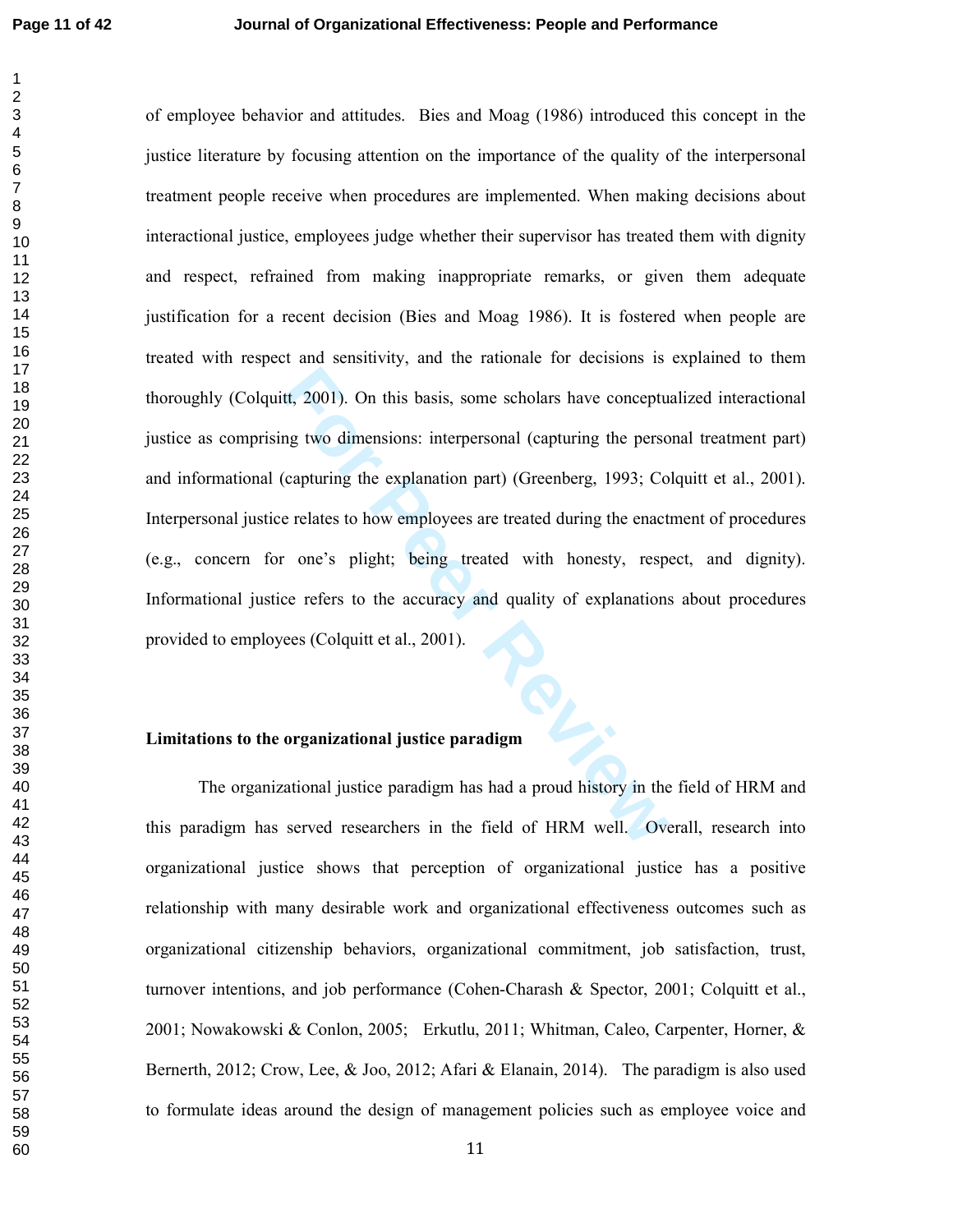of employee behavior and attitudes. Bies and Moag (1986) introduced this concept in the justice literature by focusing attention on the importance of the quality of the interpersonal treatment people receive when procedures are implemented. When making decisions about interactional justice, employees judge whether their supervisor has treated them with dignity and respect, refrained from making inappropriate remarks, or given them adequate justification for a recent decision (Bies and Moag 1986). It is fostered when people are treated with respect and sensitivity, and the rationale for decisions is explained to them thoroughly (Colquitt, 2001). On this basis, some scholars have conceptualized interactional justice as comprising two dimensions: interpersonal (capturing the personal treatment part) and informational (capturing the explanation part) (Greenberg, 1993; Colquitt et al., 2001). Interpersonal justice relates to how employees are treated during the enactment of procedures (e.g., concern for one's plight; being treated with honesty, respect, and dignity). Informational justice refers to the accuracy and quality of explanations about procedures provided to employees (Colquitt et al., 2001).

**Limitations to the organizational justice paradigm**

The organizational justice paradigm has had a proud history in the field of HRM and this paradigm has served researchers in the field of HRM well. Overall, research into organizational justice shows that perception of organizational justice has a positive relationship with many desirable work and organizational effectiveness outcomes such as organizational citizenship behaviors, organizational commitment, job satisfaction, trust, turnover intentions, and job performance (Cohen-Charash & Spector, 2001; Colquitt et al., 2001; Nowakowski & Conlon, 2005; Erkutlu, 2011; Whitman, Caleo, Carpenter, Horner, & Bernerth, 2012; Crow, Lee, & Joo, 2012; Afari & Elanain, 2014). The paradigm is also used to formulate ideas around the design of management policies such as employee voice and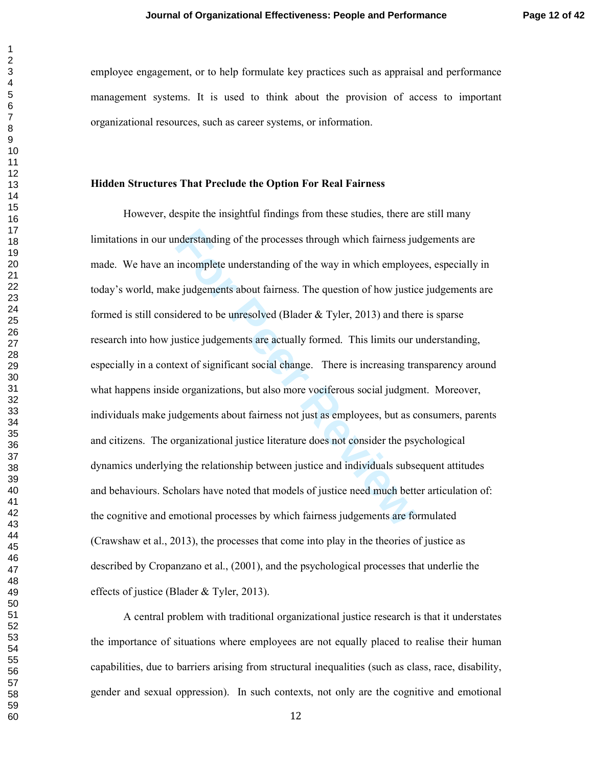employee engagement, or to help formulate key practices such as appraisal and performance management systems. It is used to think about the provision of access to important organizational resources, such as career systems, or information.

### Hidden Structures That Preclude the Option For Real Fairness

However, despite the insightful findings from these studies, there are still many limitations in our understanding of the processes through which fairness judgements are made. We have an incomplete understanding of the way in which employees, especially in today's world, make judgements about fairness. The question of how justice judgements are formed is still considered to be unresolved (Blader & Tyler, 2013) and there is sparse research into how justice judgements are actually formed. This limits our understanding, especially in a context of significant social change. There is increasing transparency around what happens inside organizations, but also more vociferous social judgment. Moreover, individuals make judgements about fairness not just as employees, but as consumers, parents and citizens. The organizational justice literature does not consider the psychological dynamics underlying the relationship between justice and individuals subsequent attitudes and behaviours. Scholars have noted that models of justice need much better articulation of: the cognitive and emotional processes by which fairness judgements are formulated (Crawshaw et al., 2013), the processes that come into play in the theories of justice as described by Cropanzano et al., (2001), and the psychological processes that underlie the effects of justice (Blader & Tyler, 2013).

A central problem with traditional organizational justice research is that it understates the importance of situations where employees are not equally placed to realise their human capabilities, due to barriers arising from structural inequalities (such as class, race, disability, gender and sexual oppression). In such contexts, not only are the cognitive and emotional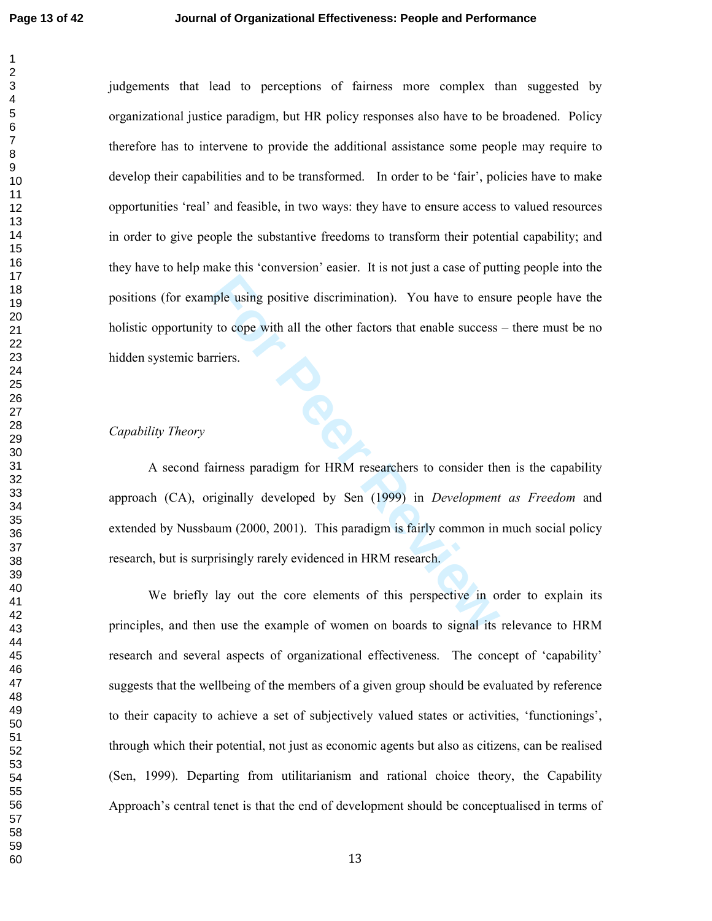judgements that lead to perceptions of fairness more complex than suggested by organizational justice paradigm, but HR policy responses also have to be broadened. Policy therefore has to intervene to provide the additional assistance some people may require to develop their capabilities and to be transformed. In order to be 'fair', policies have to make opportunities 'real' and feasible, in two ways: they have to ensure access to valued resources in order to give people the substantive freedoms to transform their potential capability; and they have to help make this 'conversion' easier. It is not just a case of putting people into the positions (for example using positive discrimination). You have to ensure people have the holistic opportunity to cope with all the other factors that enable success – there must be no hidden systemic barriers.

*Capability Theory*

A second fairness paradigm for HRM researchers to consider then is the capability approach (CA), originally developed by Sen (1999) in *Development as Freedom* and extended by Nussbaum (2000, 2001). This paradigm is fairly common in much social policy research, but is surprisingly rarely evidenced in HRM research.

We briefly lay out the core elements of this perspective in order to explain its principles, and then use the example of women on boards to signal its relevance to HRM research and several aspects of organizational effectiveness. The concept of 'capability' suggests that the wellbeing of the members of a given group should be evaluated by reference to their capacity to achieve a set of subjectively valued states or activities, 'functionings', through which their potential, not just as economic agents but also as citizens, can be realised (Sen, 1999). Departing from utilitarianism and rational choice theory, the Capability Approach's central tenet is that the end of development should be conceptualised in terms of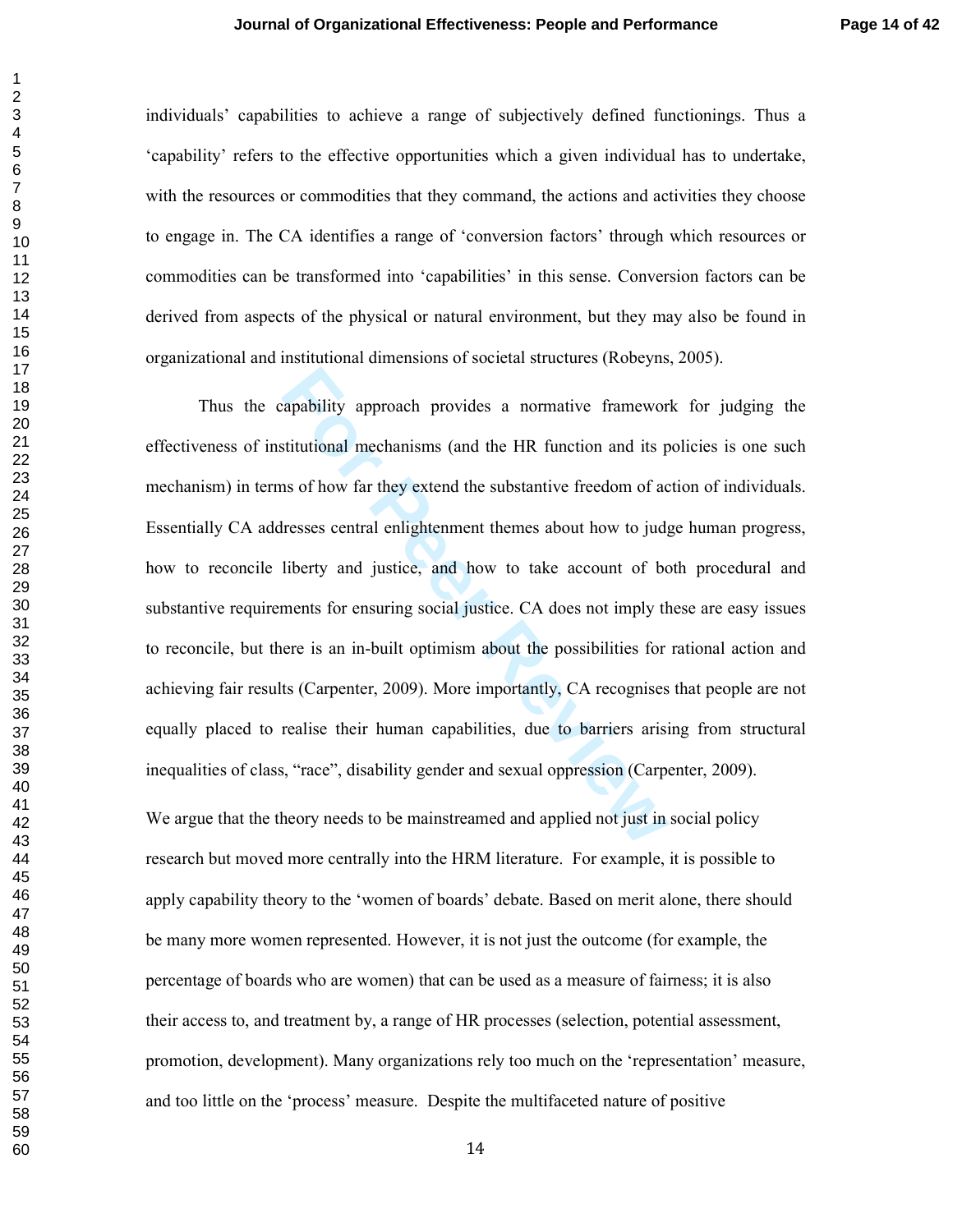individuals' capabilities to achieve a range of subjectively defined functionings. Thus a 'capability' refers to the effective opportunities which a given individual has to undertake, with the resources or commodities that they command, the actions and activities they choose to engage in. The CA identifies a range of 'conversion factors' through which resources or commodities can be transformed into 'capabilities' in this sense. Conversion factors can be derived from aspects of the physical or natural environment, but they may also be found in organizational and institutional dimensions of societal structures (Robeyns, 2005).

Thus the capability approach provides a normative framework for judging the effectiveness of institutional mechanisms (and the HR function and its policies is one such mechanism) in terms of how far they extend the substantive freedom of action of individuals. Essentially CA addresses central enlightenment themes about how to judge human progress, how to reconcile liberty and justice, and how to take account of both procedural and substantive requirements for ensuring social justice. CA does not imply these are easy issues to reconcile, but there is an in-built optimism about the possibilities for rational action and achieving fair results (Carpenter, 2009). More importantly, CA recognises that people are not equally placed to realise their human capabilities, due to barriers arising from structural inequalities of class, "race", disability gender and sexual oppression (Carpenter, 2009).

We argue that the theory needs to be mainstreamed and applied not just in social policy research but moved more centrally into the HRM literature. For example, it is possible to apply capability theory to the 'women of boards' debate. Based on merit alone, there should be many more women represented. However, it is not just the outcome (for example, the percentage of boards who are women) that can be used as a measure of fairness; it is also their access to, and treatment by, a range of HR processes (selection, potential assessment, promotion, development). Many organizations rely too much on the 'representation' measure, and too little on the 'process' measure. Despite the multifaceted nature of positive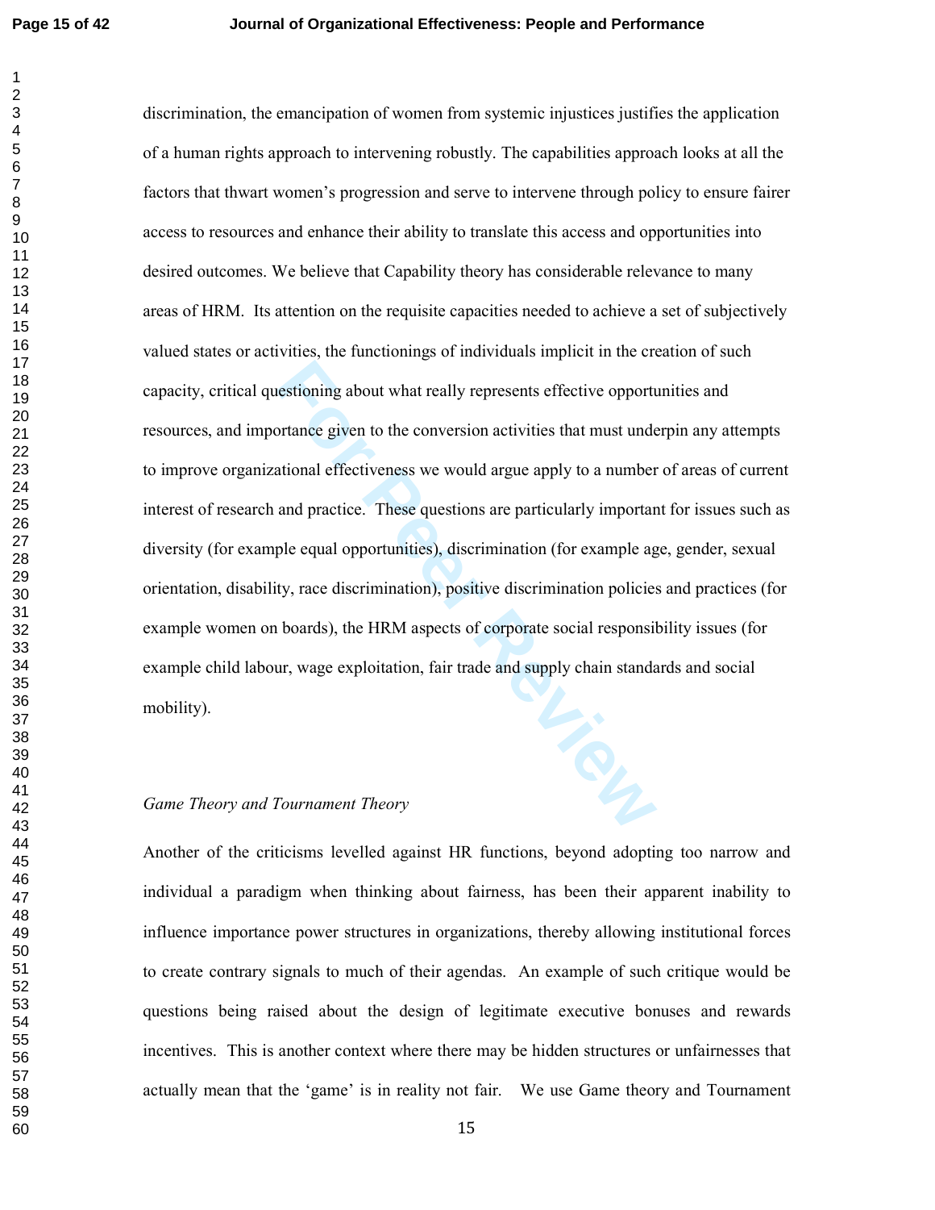discrimination, the emancipation of women from systemic injustices justifies the application of a human rights approach to intervening robustly. The capabilities approach looks at all the factors that thwart women's progression and serve to intervene through policy to ensure fairer access to resources and enhance their ability to translate this access and opportunities into desired outcomes. We believe that Capability theory has considerable relevance to many areas of HRM. Its attention on the requisite capacities needed to achieve a set of subjectively valued states or activities, the functionings of individuals implicit in the creation of such capacity, critical questioning about what really represents effective opportunities and resources, and importance given to the conversion activities that must underpin any attempts to improve organizational effectiveness we would argue apply to a number of areas of current interest of research and practice. These questions are particularly important for issues such as diversity (for example equal opportunities), discrimination (for example age, gender, sexual orientation, disability, race discrimination), positive discrimination policies and practices (for example women on boards), the HRM aspects of corporate social responsibility issues (for example child labour, wage exploitation, fair trade and supply chain standards and social mobility).

### *Game Theory and Tournament Theory*

Another of the criticisms levelled against HR functions, beyond adopting too narrow and individual a paradigm when thinking about fairness, has been their apparent inability to influence importance power structures in organizations, thereby allowing institutional forces to create contrary signals to much of their agendas. An example of such critique would be questions being raised about the design of legitimate executive bonuses and rewards incentives. This is another context where there may be hidden structures or unfairnesses that actually mean that the 'game' is in reality not fair. We use Game theory and Tournament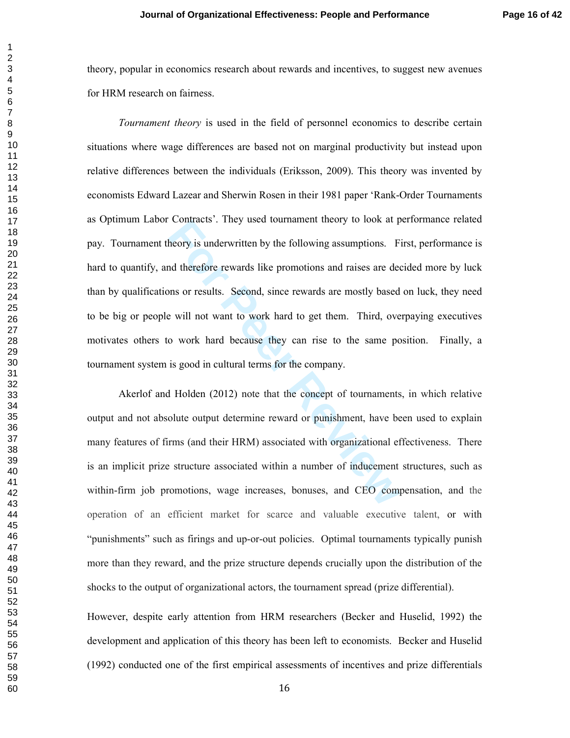theory, popular in economics research about rewards and incentives, to suggest new avenues for HRM research on fairness.

*Tournament theory* is used in the field of personnel economics to describe certain situations where wage differences are based not on marginal productivity but instead upon relative differences between the individuals (Eriksson, 2009). This theory was invented by economists Edward Lazear and Sherwin Rosen in their 1981 paper 'Rank-Order Tournaments as Optimum Labor Contracts'. They used tournament theory to look at performance related pay. Tournament theory is underwritten by the following assumptions. First, performance is hard to quantify, and therefore rewards like promotions and raises are decided more by luck than by qualifications or results. Second, since rewards are mostly based on luck, they need to be big or people will not want to work hard to get them. Third, overpaying executives motivates others to work hard because they can rise to the same position. Finally, a tournament system is good in cultural terms for the company.

Akerlof and Holden (2012) note that the concept of tournaments, in which relative output and not absolute output determine reward or punishment, have been used to explain many features of firms (and their HRM) associated with organizational effectiveness. There is an implicit prize structure associated within a number of inducement structures, such as within-firm job promotions, wage increases, bonuses, and CEO compensation, and the operation of an efficient market for scarce and valuable executive talent, or with "punishments" such as firings and up-or-out policies. Optimal tournaments typically punish more than they reward, and the prize structure depends crucially upon the distribution of the shocks to the output of organizational actors, the tournament spread (prize differential).

However, despite early attention from HRM researchers (Becker and Huselid, 1992) the development and application of this theory has been left to economists. Becker and Huselid (1992) conducted one of the first empirical assessments of incentives and prize differentials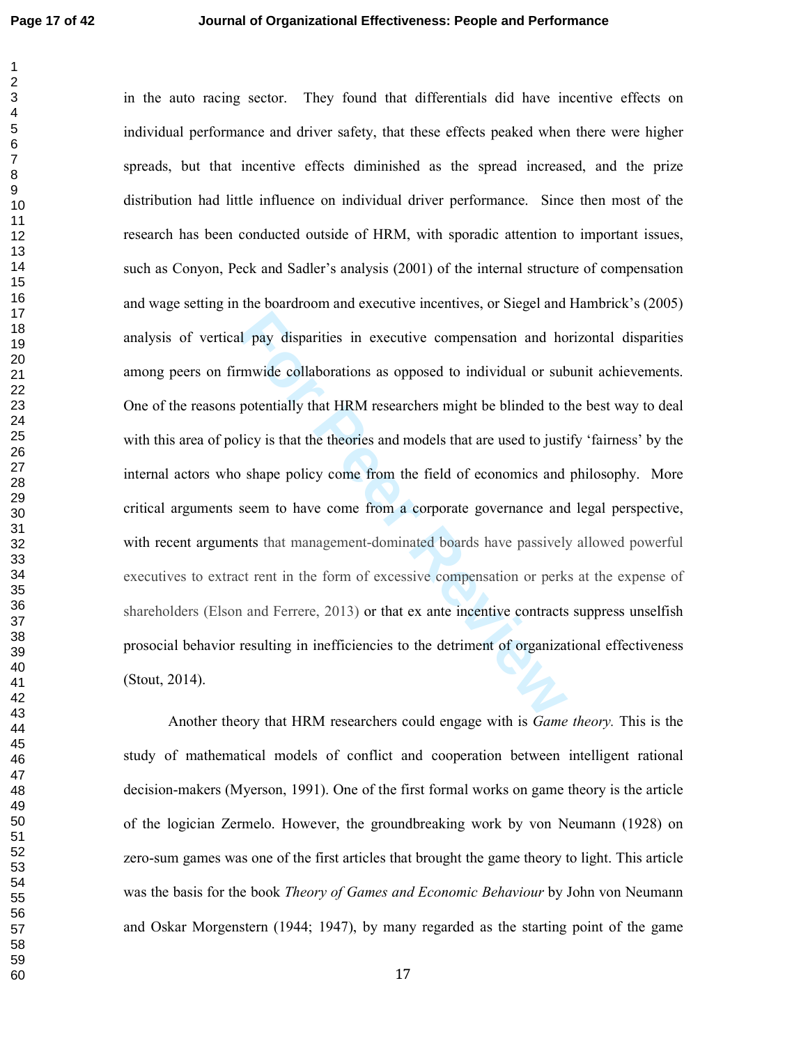in the auto racing sector. They found that differentials did have incentive effects on individual performance and driver safety, that these effects peaked when there were higher spreads, but that incentive effects diminished as the spread increased, and the prize distribution had little influence on individual driver performance. Since then most of the research has been conducted outside of HRM, with sporadic attention to important issues, such as Conyon, Peck and Sadler's analysis (2001) of the internal structure of compensation and wage setting in the boardroom and executive incentives, or Siegel and Hambrick's (2005) analysis of vertical pay disparities in executive compensation and horizontal disparities among peers on firmwide collaborations as opposed to individual or subunit achievements. One of the reasons potentially that HRM researchers might be blinded to the best way to deal with this area of policy is that the theories and models that are used to justify 'fairness' by the internal actors who shape policy come from the field of economics and philosophy. More critical arguments seem to have come from a corporate governance and legal perspective, with recent arguments that management-dominated boards have passively allowed powerful executives to extract rent in the form of excessive compensation or perks at the expense of shareholders (Elson and Ferrere, 2013) or that ex ante incentive contracts suppress unselfish prosocial behavior resulting in inefficiencies to the detriment of organizational effectiveness (Stout, 2014).

Another theory that HRM researchers could engage with is *Game theory.* This is the study of mathematical models of conflict and cooperation between intelligent rational decision-makers (Myerson, 1991). One of the first formal works on game theory is the article of the logician Zermelo. However, the groundbreaking work by von Neumann (1928) on zero-sum games was one of the first articles that brought the game theory to light. This article was the basis for the book *Theory of Games and Economic Behaviour* by John von Neumann and Oskar Morgenstern (1944; 1947), by many regarded as the starting point of the game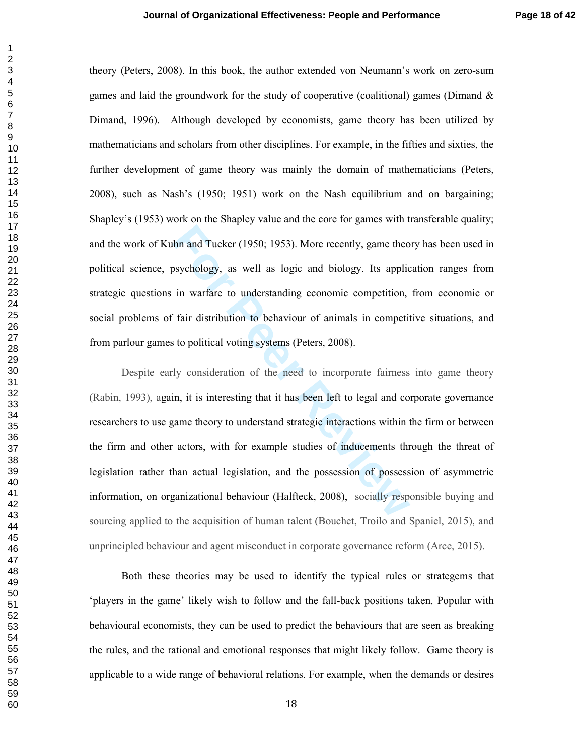theory (Peters, 2008). In this book, the author extended von Neumann's work on zero-sum games and laid the groundwork for the study of cooperative (coalitional) games (Dimand & Dimand, 1996). Although developed by economists, game theory has been utilized by mathematicians and scholars from other disciplines. For example, in the fifties and sixties, the further development of game theory was mainly the domain of mathematicians (Peters, 2008), such as Nash's (1950; 1951) work on the Nash equilibrium and on bargaining; Shapley's (1953) work on the Shapley value and the core for games with transferable quality; and the work of Kuhn and Tucker (1950; 1953). More recently, game theory has been used in political science, psychology, as well as logic and biology. Its application ranges from strategic questions in warfare to understanding economic competition, from economic or social problems of fair distribution to behaviour of animals in competitive situations, and from parlour games to political voting systems (Peters, 2008).

Despite early consideration of the need to incorporate fairness into game theory (Rabin, 1993), again, it is interesting that it has been left to legal and corporate governance researchers to use game theory to understand strategic interactions within the firm or between the firm and other actors, with for example studies of inducements through the threat of legislation rather than actual legislation, and the possession of possession of asymmetric information, on organizational behaviour (Halfteck, 2008), socially responsible buying and sourcing applied to the acquisition of human talent (Bouchet, Troilo and Spaniel, 2015), and unprincipled behaviour and agent misconduct in corporate governance reform (Arce, 2015).

Both these theories may be used to identify the typical rules or strategems that 'players in the game' likely wish to follow and the fall-back positions taken. Popular with behavioural economists, they can be used to predict the behaviours that are seen as breaking the rules, and the rational and emotional responses that might likely follow. Game theory is applicable to a wide range of behavioral relations. For example, when the demands or desires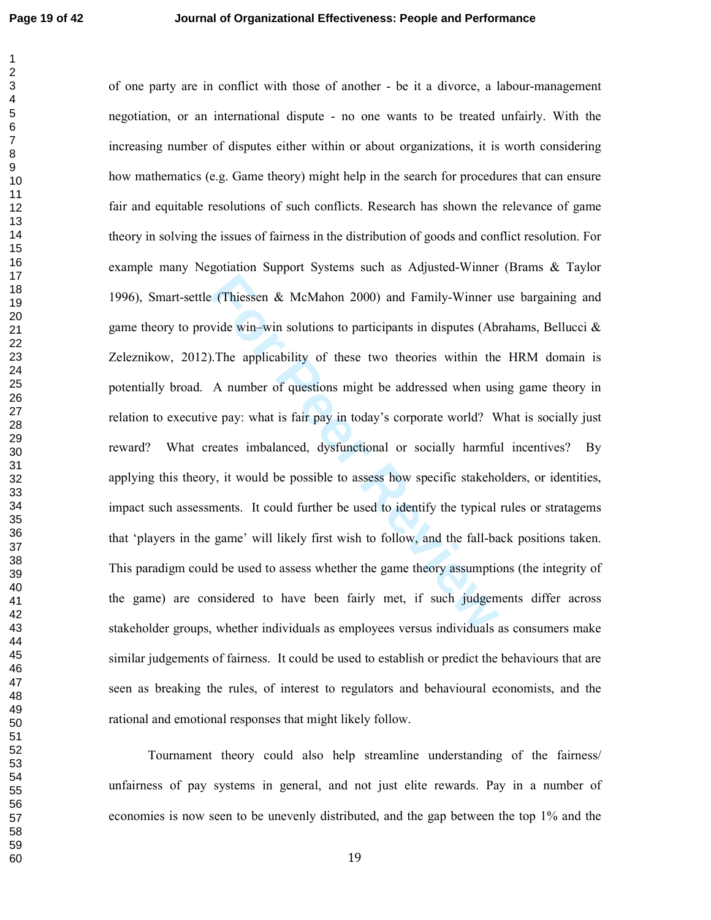of one party are in conflict with those of another - be it a divorce, a labour-management negotiation, or an international dispute - no one wants to be treated unfairly. With the increasing number of disputes either within or about organizations, it is worth considering how mathematics (e.g. Game theory) might help in the search for procedures that can ensure fair and equitable resolutions of such conflicts. Research has shown the relevance of game theory in solving the issues of fairness in the distribution of goods and conflict resolution. For example many Negotiation Support Systems such as Adjusted-Winner (Brams & Taylor 1996), Smart-settle (Thiessen & McMahon 2000) and Family-Winner use bargaining and game theory to provide win–win solutions to participants in disputes (Abrahams, Bellucci & Zeleznikow, 2012).The applicability of these two theories within the HRM domain is potentially broad.  A number of questions might be addressed when using game theory in relation to executive pay: what is fair pay in today's corporate world?  What is socially just reward?  What creates imbalanced, dysfunctional or socially harmful incentives?  By applying this theory, it would be possible to assess how specific stakeholders, or identities, impact such assessments.  It could further be used to identify the typical rules or stratagems that 'players in the game' will likely first wish to follow, and the fall-back positions taken. This paradigm could be used to assess whether the game theory assumptions (the integrity of the game) are considered to have been fairly met, if such judgements differ across stakeholder groups, whether individuals as employees versus individuals as consumers make similar judgements of fairness.  It could be used to establish or predict the behaviours that are seen as breaking the rules, of interest to regulators and behavioural economists, and the rational and emotional responses that might likely follow.

Tournament theory could also help streamline understanding of the fairness/ unfairness of pay systems in general, and not just elite rewards. Pay in a number of economies is now seen to be unevenly distributed, and the gap between the top 1% and the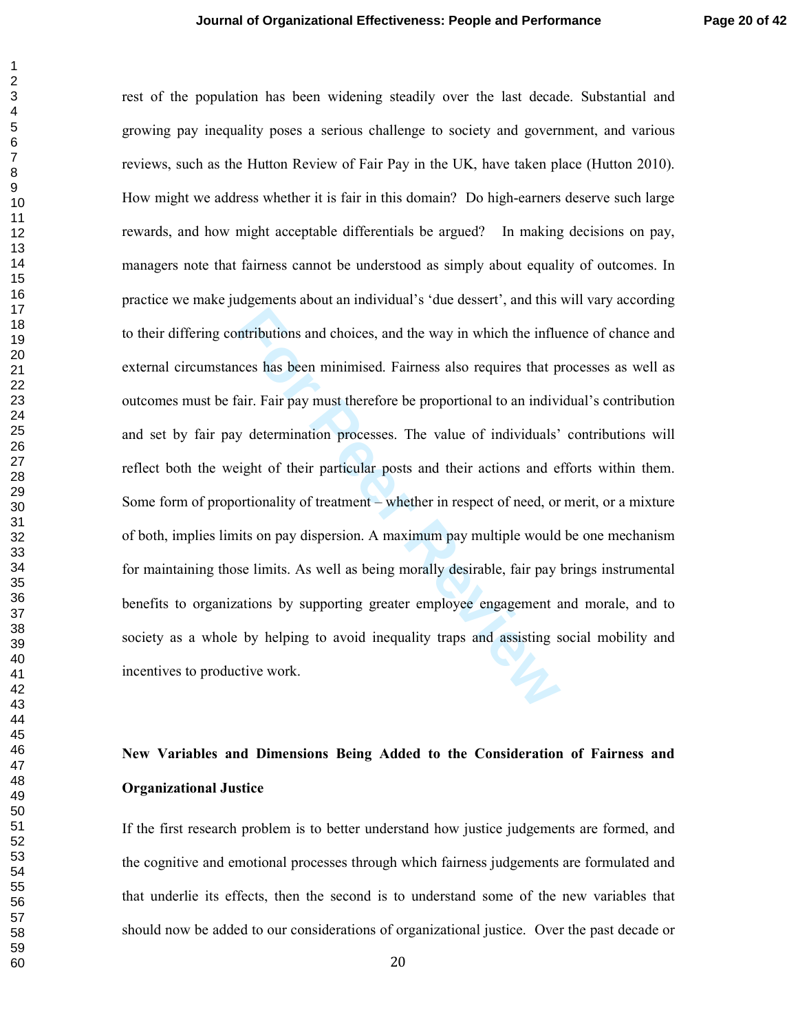rest of the population has been widening steadily over the last decade. Substantial and growing pay inequality poses a serious challenge to society and government, and various reviews, such as the Hutton Review of Fair Pay in the UK, have taken place (Hutton 2010). How might we address whether it is fair in this domain? Do high-earners deserve such large rewards, and how might acceptable differentials be argued? In making decisions on pay, managers note that fairness cannot be understood as simply about equality of outcomes. In practice we make judgements about an individual's 'due dessert', and this will vary according to their differing contributions and choices, and the way in which the influence of chance and external circumstances has been minimised. Fairness also requires that processes as well as outcomes must be fair. Fair pay must therefore be proportional to an individual's contribution and set by fair pay determination processes. The value of individuals' contributions will reflect both the weight of their particular posts and their actions and efforts within them. Some form of proportionality of treatment – whether in respect of need, or merit, or a mixture of both, implies limits on pay dispersion. A maximum pay multiple would be one mechanism for maintaining those limits. As well as being morally desirable, fair pay brings instrumental benefits to organizations by supporting greater employee engagement and morale, and to society as a whole by helping to avoid inequality traps and assisting social mobility and incentives to productive work.

## New Variables and Dimensions Being Added to the Consideration of Fairness and Organizational Justice

If the first research problem is to better understand how justice judgements are formed, and the cognitive and emotional processes through which fairness judgements are formulated and that underlie its effects, then the second is to understand some of the new variables that should now be added to our considerations of organizational justice. Over the past decade or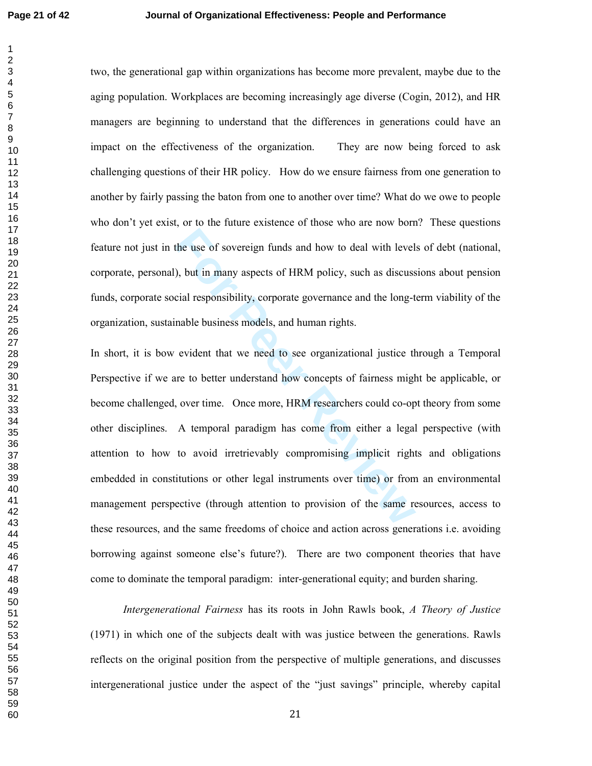two, the generational gap within organizations has become more prevalent, maybe due to the aging population. Workplaces are becoming increasingly age diverse (Cogin, 2012), and HR managers are beginning to understand that the differences in generations could have an impact on the effectiveness of the organization. They are now being forced to ask challenging questions of their HR policy. How do we ensure fairness from one generation to another by fairly passing the baton from one to another over time? What do we owe to people who don't yet exist, or to the future existence of those who are now born? These questions feature not just in the use of sovereign funds and how to deal with levels of debt (national, corporate, personal), but in many aspects of HRM policy, such as discussions about pension funds, corporate social responsibility, corporate governance and the long-term viability of the organization, sustainable business models, and human rights.

In short, it is bow evident that we need to see organizational justice through a Temporal Perspective if we are to better understand how concepts of fairness might be applicable, or become challenged, over time. Once more, HRM researchers could co-opt theory from some other disciplines. A temporal paradigm has come from either a legal perspective (with attention to how to avoid irretrievably compromising implicit rights and obligations embedded in constitutions or other legal instruments over time) or from an environmental management perspective (through attention to provision of the same resources, access to these resources, and the same freedoms of choice and action across generations i.e. avoiding borrowing against someone else's future?). There are two component theories that have come to dominate the temporal paradigm: inter-generational equity; and burden sharing.

*Intergenerational Fairness* has its roots in John Rawls book, *A Theory of Justice* (1971) in which one of the subjects dealt with was justice between the generations. Rawls reflects on the original position from the perspective of multiple generations, and discusses intergenerational justice under the aspect of the "just savings" principle, whereby capital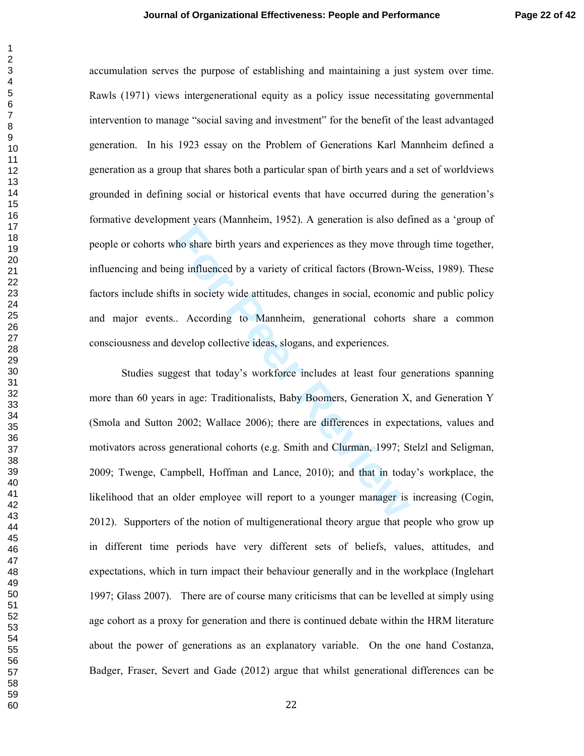accumulation serves the purpose of establishing and maintaining a just system over time. Rawls (1971) views intergenerational equity as a policy issue necessitating governmental intervention to manage “social saving and investment” for the benefit of the least advantaged generation. In his 1923 essay on the Problem of Generations Karl Mannheim defined a generation as a group that shares both a particular span of birth years and a set of worldviews grounded in defining social or historical events that have occurred during the generation’s formative development years (Mannheim, 1952). A generation is also defined as a ‘group of people or cohorts who share birth years and experiences as they move through time together, influencing and being influenced by a variety of critical factors (Brown-Weiss, 1989). These factors include shifts in society wide attitudes, changes in social, economic and public policy and major events.. According to Mannheim, generational cohorts share a common consciousness and develop collective ideas, slogans, and experiences.

Studies suggest that today’s workforce includes at least four generations spanning more than 60 years in age: Traditionalists, Baby Boomers, Generation X, and Generation Y (Smola and Sutton 2002; Wallace 2006); there are differences in expectations, values and motivators across generational cohorts (e.g. Smith and Clurman, 1997; Stelzl and Seligman, 2009; Twenge, Campbell, Hoffman and Lance, 2010); and that in today’s workplace, the likelihood that an older employee will report to a younger manager is increasing (Cogin, 2012). Supporters of the notion of multigenerational theory argue that people who grow up in different time periods have very different sets of beliefs, values, attitudes, and expectations, which in turn impact their behaviour generally and in the workplace (Inglehart 1997; Glass 2007). There are of course many criticisms that can be levelled at simply using age cohort as a proxy for generation and there is continued debate within the HRM literature about the power of generations as an explanatory variable. On the one hand Costanza, Badger, Fraser, Severt and Gade (2012) argue that whilst generational differences can be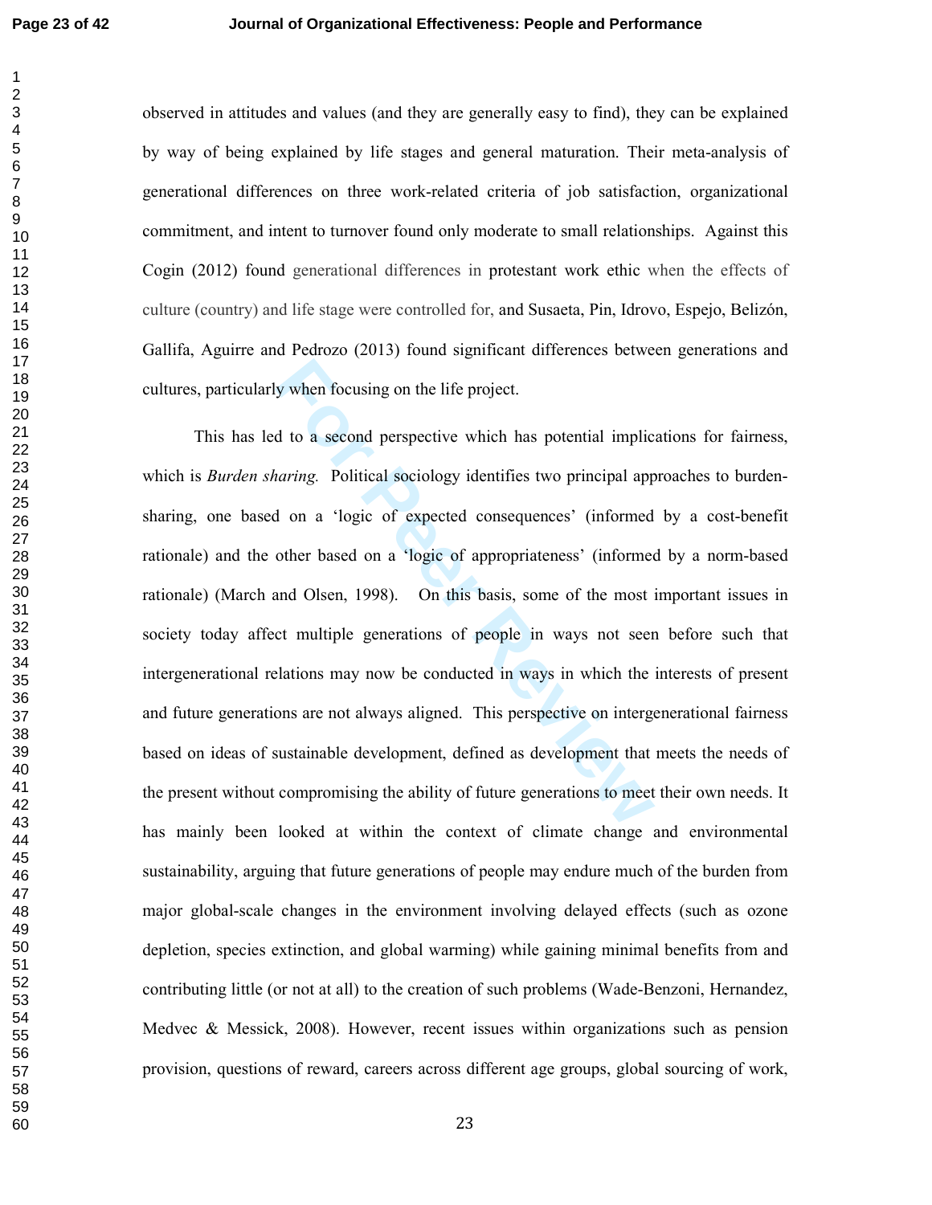observed in attitudes and values (and they are generally easy to find), they can be explained by way of being explained by life stages and general maturation. Their meta-analysis of generational differences on three work-related criteria of job satisfaction, organizational commitment, and intent to turnover found only moderate to small relationships. Against this Cogin (2012) found generational differences in protestant work ethic when the effects of culture (country) and life stage were controlled for, and Susaeta, Pin, Idrovo, Espejo, Belizón, Gallifa, Aguirre and Pedrozo (2013) found significant differences between generations and cultures, particularly when focusing on the life project.

This has led to a second perspective which has potential implications for fairness, which is *Burden sharing.* Political sociology identifies two principal approaches to burden-sharing, one based on a 'logic of expected consequences' (informed by a cost-benefit rationale) and the other based on a 'logic of appropriateness' (informed by a norm-based rationale) (March and Olsen, 1998). On this basis, some of the most important issues in society today affect multiple generations of people in ways not seen before such that intergenerational relations may now be conducted in ways in which the interests of present and future generations are not always aligned. This perspective on intergenerational fairness based on ideas of sustainable development, defined as development that meets the needs of the present without compromising the ability of future generations to meet their own needs. It has mainly been looked at within the context of climate change and environmental sustainability, arguing that future generations of people may endure much of the burden from major global-scale changes in the environment involving delayed effects (such as ozone depletion, species extinction, and global warming) while gaining minimal benefits from and contributing little (or not at all) to the creation of such problems (Wade-Benzoni, Hernandez, Medvec & Messick, 2008). However, recent issues within organizations such as pension provision, questions of reward, careers across different age groups, global sourcing of work,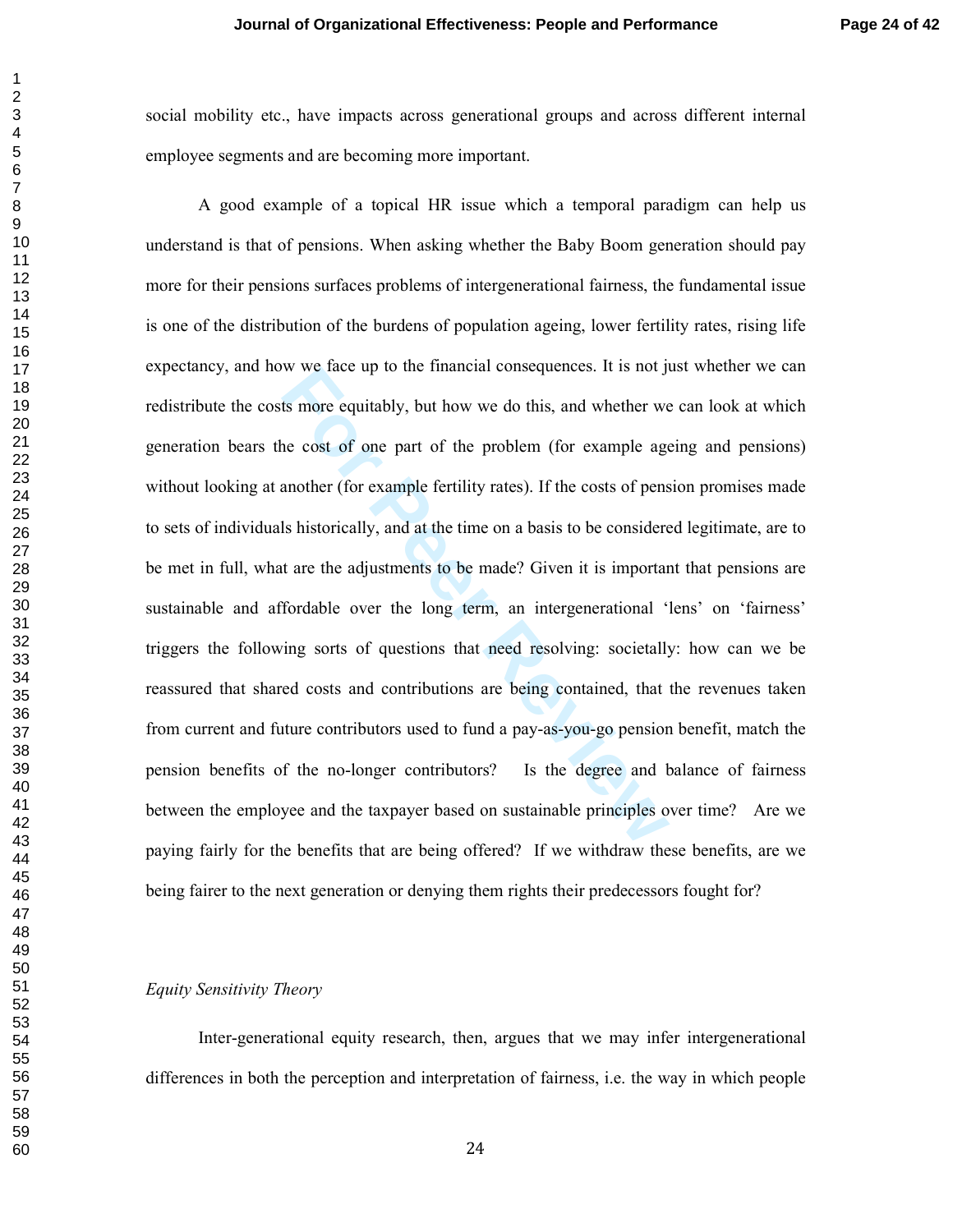social mobility etc., have impacts across generational groups and across different internal employee segments and are becoming more important.

A good example of a topical HR issue which a temporal paradigm can help us understand is that of pensions. When asking whether the Baby Boom generation should pay more for their pensions surfaces problems of intergenerational fairness, the fundamental issue is one of the distribution of the burdens of population ageing, lower fertility rates, rising life expectancy, and how we face up to the financial consequences. It is not just whether we can redistribute the costs more equitably, but how we do this, and whether we can look at which generation bears the cost of one part of the problem (for example ageing and pensions) without looking at another (for example fertility rates). If the costs of pension promises made to sets of individuals historically, and at the time on a basis to be considered legitimate, are to be met in full, what are the adjustments to be made? Given it is important that pensions are sustainable and affordable over the long term, an intergenerational 'lens' on 'fairness' triggers the following sorts of questions that need resolving: societally: how can we be reassured that shared costs and contributions are being contained, that the revenues taken from current and future contributors used to fund a pay-as-you-go pension benefit, match the pension benefits of the no-longer contributors? Is the degree and balance of fairness between the employee and the taxpayer based on sustainable principles over time? Are we paying fairly for the benefits that are being offered? If we withdraw these benefits, are we being fairer to the next generation or denying them rights their predecessors fought for?

*Equity Sensitivity Theory*

Inter-generational equity research, then, argues that we may infer intergenerational differences in both the perception and interpretation of fairness, i.e. the way in which people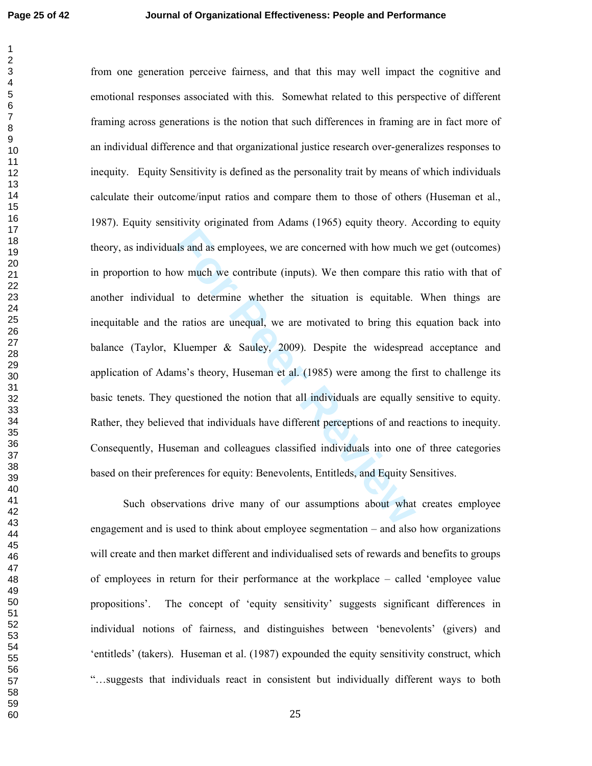from one generation perceive fairness, and that this may well impact the cognitive and emotional responses associated with this. Somewhat related to this perspective of different framing across generations is the notion that such differences in framing are in fact more of an individual difference and that organizational justice research over-generalizes responses to inequity. Equity Sensitivity is defined as the personality trait by means of which individuals calculate their outcome/input ratios and compare them to those of others (Huseman et al., 1987). Equity sensitivity originated from Adams (1965) equity theory. According to equity theory, as individuals and as employees, we are concerned with how much we get (outcomes) in proportion to how much we contribute (inputs). We then compare this ratio with that of another individual to determine whether the situation is equitable. When things are inequitable and the ratios are unequal, we are motivated to bring this equation back into balance (Taylor, Kluemper & Sauley, 2009). Despite the widespread acceptance and application of Adams's theory, Huseman et al. (1985) were among the first to challenge its basic tenets. They questioned the notion that all individuals are equally sensitive to equity. Rather, they believed that individuals have different perceptions of and reactions to inequity. Consequently, Huseman and colleagues classified individuals into one of three categories based on their preferences for equity: Benevolents, Entitleds, and Equity Sensitives.

Such observations drive many of our assumptions about what creates employee engagement and is used to think about employee segmentation – and also how organizations will create and then market different and individualised sets of rewards and benefits to groups of employees in return for their performance at the workplace – called 'employee value propositions'. The concept of 'equity sensitivity' suggests significant differences in individual notions of fairness, and distinguishes between 'benevolents' (givers) and 'entitleds' (takers). Huseman et al. (1987) expounded the equity sensitivity construct, which "…suggests that individuals react in consistent but individually different ways to both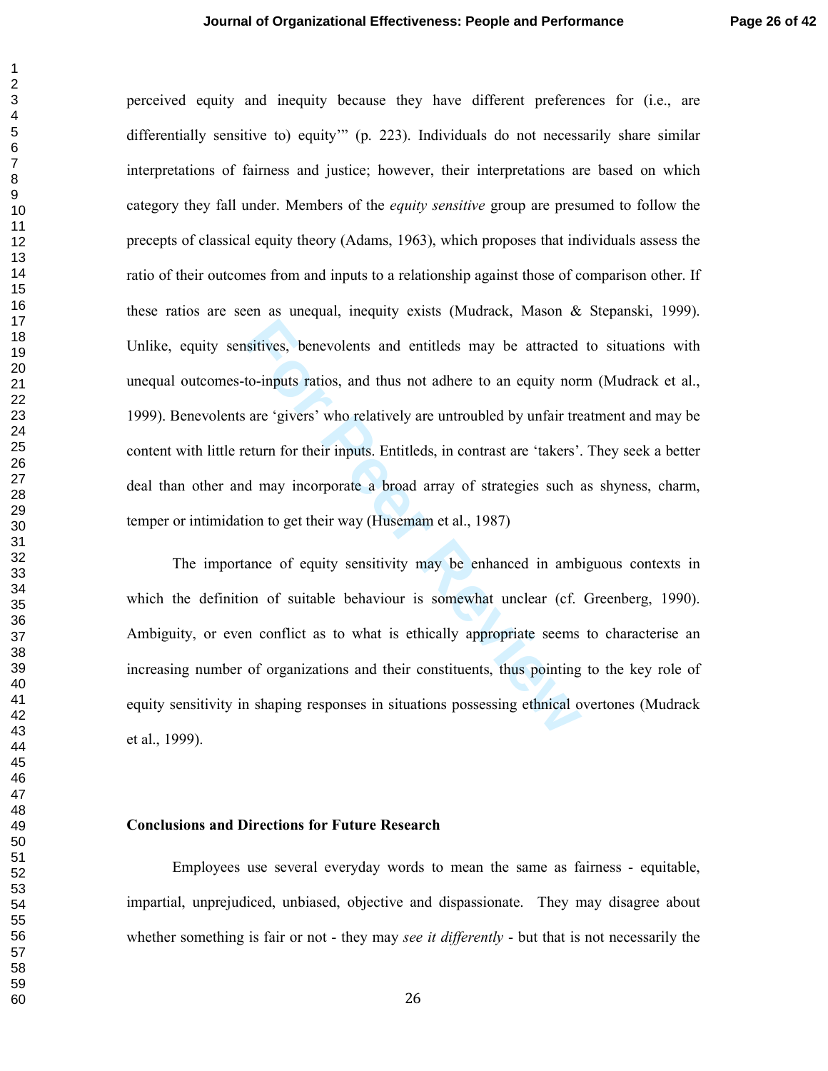perceived equity and inequity because they have different preferences for (i.e., are differentially sensitive to) equity'" (p. 223). Individuals do not necessarily share similar interpretations of fairness and justice; however, their interpretations are based on which category they fall under. Members of the *equity sensitive* group are presumed to follow the precepts of classical equity theory (Adams, 1963), which proposes that individuals assess the ratio of their outcomes from and inputs to a relationship against those of comparison other. If these ratios are seen as unequal, inequity exists (Mudrack, Mason & Stepanski, 1999). Unlike, equity sensitives, benevolents and entitleds may be attracted to situations with unequal outcomes-to-inputs ratios, and thus not adhere to an equity norm (Mudrack et al., 1999). Benevolents are 'givers' who relatively are untroubled by unfair treatment and may be content with little return for their inputs. Entitleds, in contrast are 'takers'. They seek a better deal than other and may incorporate a broad array of strategies such as shyness, charm, temper or intimidation to get their way (Husemam et al., 1987)

The importance of equity sensitivity may be enhanced in ambiguous contexts in which the definition of suitable behaviour is somewhat unclear (cf. Greenberg, 1990). Ambiguity, or even conflict as to what is ethically appropriate seems to characterise an increasing number of organizations and their constituents, thus pointing to the key role of equity sensitivity in shaping responses in situations possessing ethnical overtones (Mudrack et al., 1999).

**Conclusions and Directions for Future Research**

Employees use several everyday words to mean the same as fairness - equitable, impartial, unprejudiced, unbiased, objective and dispassionate. They may disagree about whether something is fair or not - they may *see it differently* - but that is not necessarily the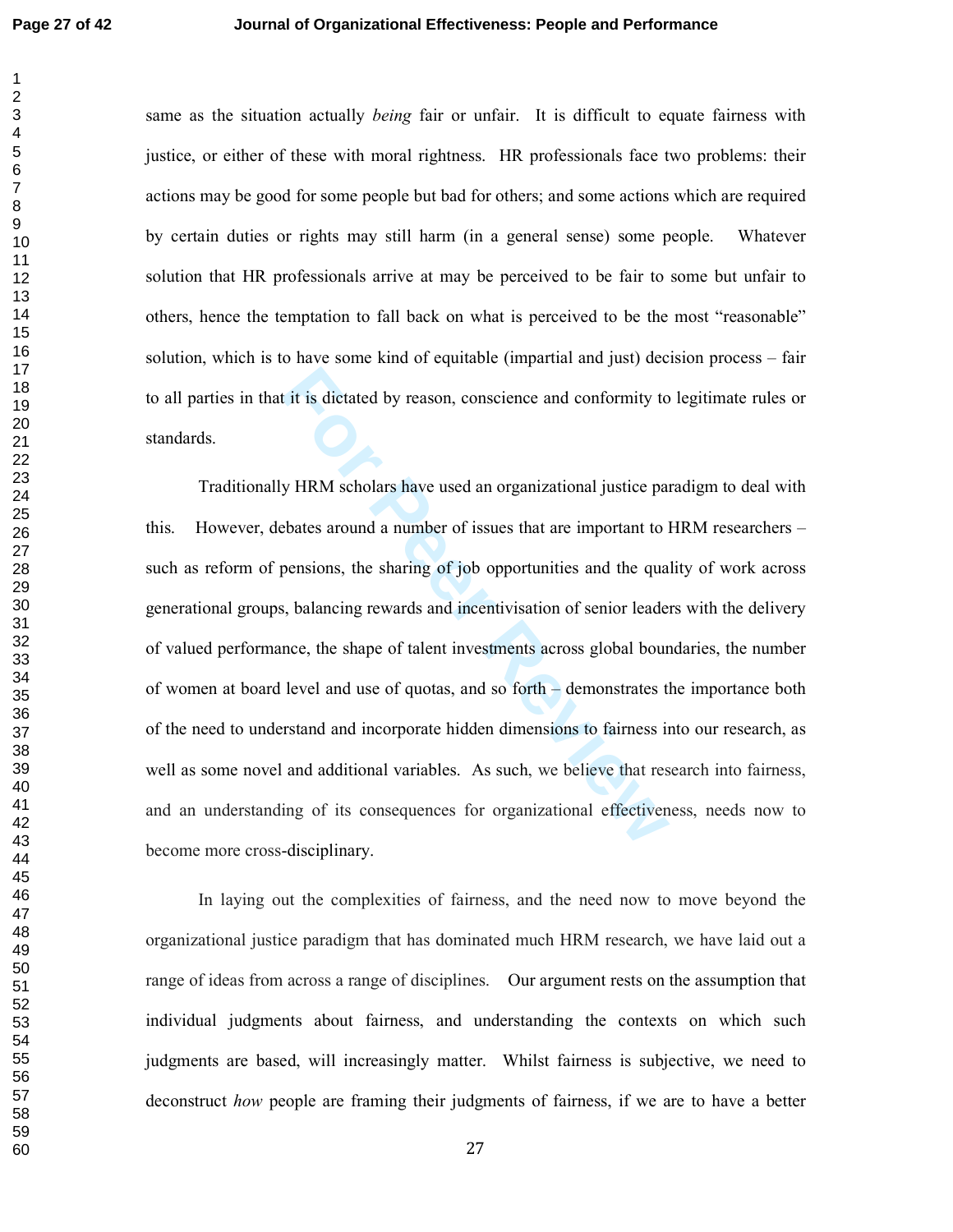same as the situation actually *being* fair or unfair. It is difficult to equate fairness with justice, or either of these with moral rightness. HR professionals face two problems: their actions may be good for some people but bad for others; and some actions which are required by certain duties or rights may still harm (in a general sense) some people. Whatever solution that HR professionals arrive at may be perceived to be fair to some but unfair to others, hence the temptation to fall back on what is perceived to be the most "reasonable" solution, which is to have some kind of equitable (impartial and just) decision process – fair to all parties in that it is dictated by reason, conscience and conformity to legitimate rules or standards.

Traditionally HRM scholars have used an organizational justice paradigm to deal with this. However, debates around a number of issues that are important to HRM researchers – such as reform of pensions, the sharing of job opportunities and the quality of work across generational groups, balancing rewards and incentivisation of senior leaders with the delivery of valued performance, the shape of talent investments across global boundaries, the number of women at board level and use of quotas, and so forth – demonstrates the importance both of the need to understand and incorporate hidden dimensions to fairness into our research, as well as some novel and additional variables. As such, we believe that research into fairness, and an understanding of its consequences for organizational effectiveness, needs now to become more cross-disciplinary.

In laying out the complexities of fairness, and the need now to move beyond the organizational justice paradigm that has dominated much HRM research, we have laid out a range of ideas from across a range of disciplines. Our argument rests on the assumption that individual judgments about fairness, and understanding the contexts on which such judgments are based, will increasingly matter. Whilst fairness is subjective, we need to deconstruct *how* people are framing their judgments of fairness, if we are to have a better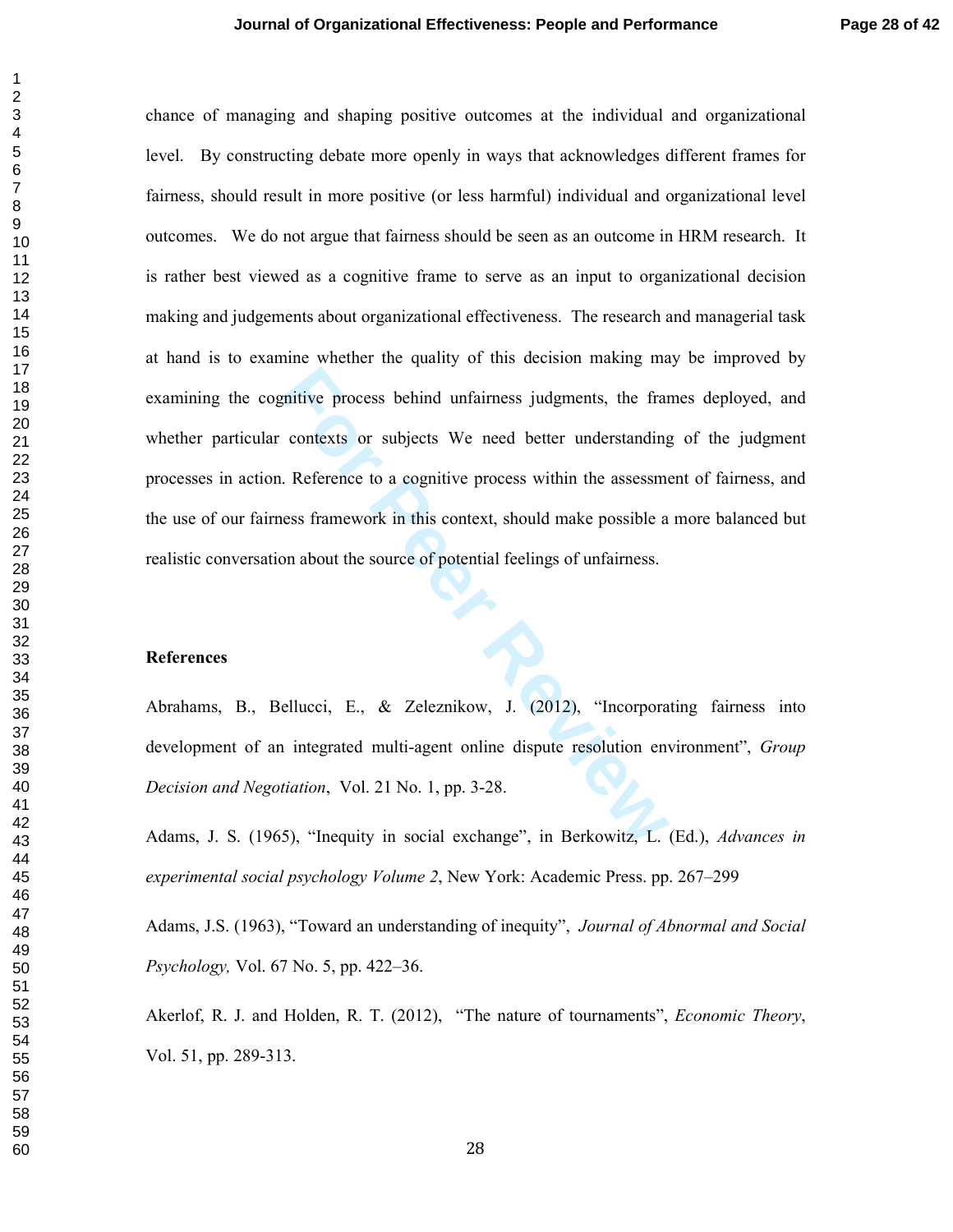chance of managing and shaping positive outcomes at the individual and organizational level. By constructing debate more openly in ways that acknowledges different frames for fairness, should result in more positive (or less harmful) individual and organizational level outcomes. We do not argue that fairness should be seen as an outcome in HRM research. It is rather best viewed as a cognitive frame to serve as an input to organizational decision making and judgements about organizational effectiveness. The research and managerial task at hand is to examine whether the quality of this decision making may be improved by examining the cognitive process behind unfairness judgments, the frames deployed, and whether particular contexts or subjects We need better understanding of the judgment processes in action. Reference to a cognitive process within the assessment of fairness, and the use of our fairness framework in this context, should make possible a more balanced but realistic conversation about the source of potential feelings of unfairness.

**References**

Abrahams, B., Bellucci, E., & Zeleznikow, J. (2012), "Incorporating fairness into development of an integrated multi-agent online dispute resolution environment", *Group Decision and Negotiation*, Vol. 21 No. 1, pp. 3-28.

Adams, J. S. (1965), "Inequity in social exchange", in Berkowitz, L. (Ed.), *Advances in experimental social psychology Volume 2*, New York: Academic Press. pp. 267–299

Adams, J.S. (1963), "Toward an understanding of inequity", *Journal of Abnormal and Social Psychology,* Vol. 67 No. 5, pp. 422–36.

Akerlof, R. J. and Holden, R. T. (2012), "The nature of tournaments", *Economic Theory*, Vol. 51, pp. 289-313.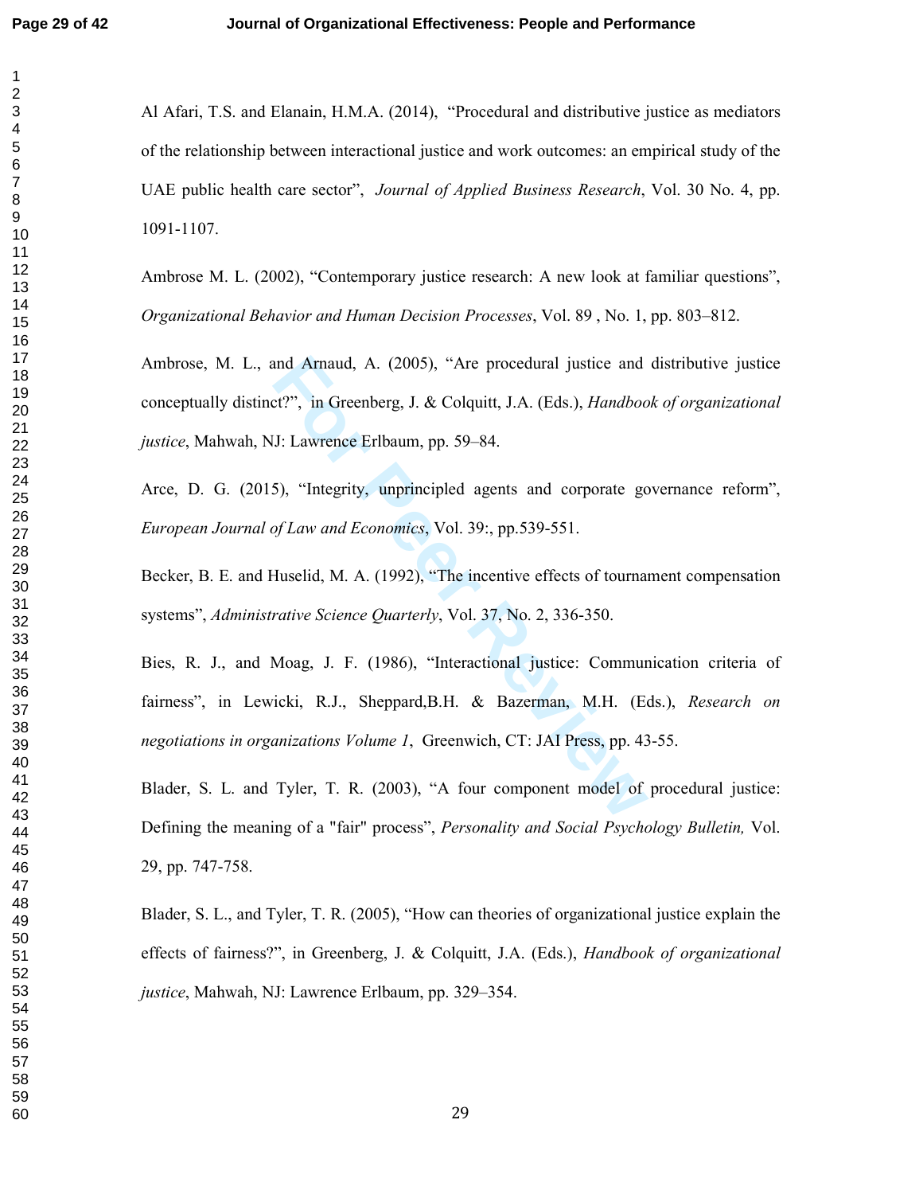Al Afari, T.S. and Elanain, H.M.A. (2014), "Procedural and distributive justice as mediators of the relationship between interactional justice and work outcomes: an empirical study of the UAE public health care sector", *Journal of Applied Business Research*, Vol. 30 No. 4, pp. 1091-1107.

Ambrose M. L. (2002), "Contemporary justice research: A new look at familiar questions", *Organizational Behavior and Human Decision Processes*, Vol. 89 , No. 1, pp. 803–812.

Ambrose, M. L., and Arnaud, A. (2005), "Are procedural justice and distributive justice conceptually distinct?", in Greenberg, J. & Colquitt, J.A. (Eds.), *Handbook of organizational justice*, Mahwah, NJ: Lawrence Erlbaum, pp. 59–84.

Arce, D. G. (2015), "Integrity, unprincipled agents and corporate governance reform", *European Journal of Law and Economics*, Vol. 39:, pp.539-551.

Becker, B. E. and Huselid, M. A. (1992), "The incentive effects of tournament compensation systems", *Administrative Science Quarterly*, Vol. 37, No. 2, 336-350.

Bies, R. J., and Moag, J. F. (1986), "Interactional justice: Communication criteria of fairness", in Lewicki, R.J., Sheppard,B.H. & Bazerman, M.H. (Eds.), *Research on negotiations in organizations Volume 1*, Greenwich, CT: JAI Press, pp. 43-55.

Blader, S. L. and Tyler, T. R. (2003), "A four component model of procedural justice: Defining the meaning of a "fair" process", *Personality and Social Psychology Bulletin,* Vol. 29, pp. 747-758.

Blader, S. L., and Tyler, T. R. (2005), "How can theories of organizational justice explain the effects of fairness?", in Greenberg, J. & Colquitt, J.A. (Eds.), *Handbook of organizational justice*, Mahwah, NJ: Lawrence Erlbaum, pp. 329–354.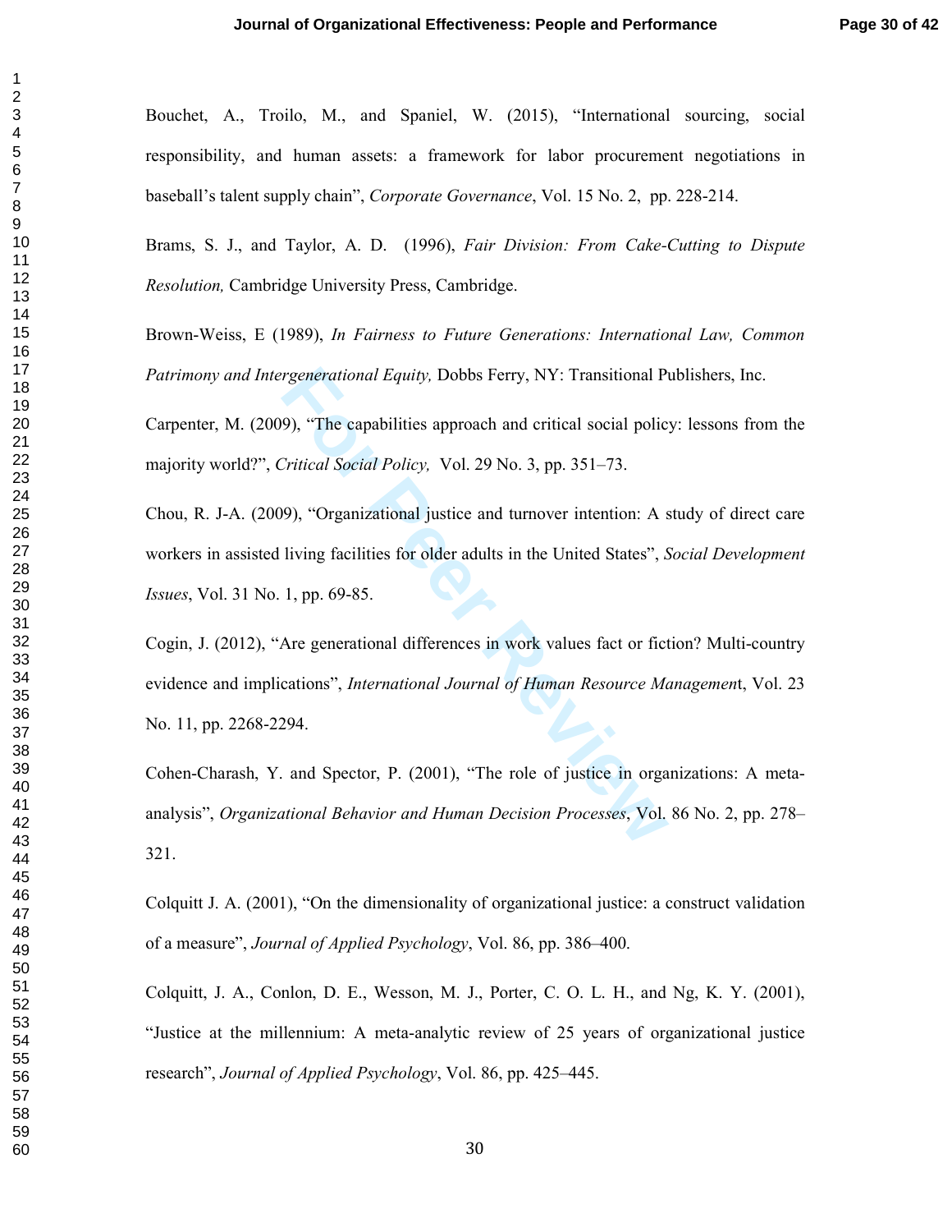Bouchet, A., Troilo, M., and Spaniel, W. (2015), "International sourcing, social responsibility, and human assets: a framework for labor procurement negotiations in baseball's talent supply chain", *Corporate Governance*, Vol. 15 No. 2, pp. 228-214.

Brams, S. J., and Taylor, A. D. (1996), *Fair Division: From Cake-Cutting to Dispute Resolution,* Cambridge University Press, Cambridge.

Brown-Weiss, E (1989), *In Fairness to Future Generations: International Law, Common Patrimony and Intergenerational Equity,* Dobbs Ferry, NY: Transitional Publishers, Inc.

Carpenter, M. (2009), "The capabilities approach and critical social policy: lessons from the majority world?", *Critical Social Policy,* Vol. 29 No. 3, pp. 351–73.

Chou, R. J-A. (2009), "Organizational justice and turnover intention: A study of direct care workers in assisted living facilities for older adults in the United States", *Social Development Issues*, Vol. 31 No. 1, pp. 69-85.

Cogin, J. (2012), "Are generational differences in work values fact or fiction? Multi-country evidence and implications", *International Journal of Human Resource Managemen*t, Vol. 23 No. 11, pp. 2268-2294.

Cohen-Charash, Y. and Spector, P. (2001), "The role of justice in organizations: A meta-analysis", *Organizational Behavior and Human Decision Processes*, Vol. 86 No. 2, pp. 278–321.

Colquitt J. A. (2001), "On the dimensionality of organizational justice: a construct validation of a measure", *Journal of Applied Psychology*, Vol. 86, pp. 386–400.

Colquitt, J. A., Conlon, D. E., Wesson, M. J., Porter, C. O. L. H., and Ng, K. Y. (2001), "Justice at the millennium: A meta-analytic review of 25 years of organizational justice research", *Journal of Applied Psychology*, Vol. 86, pp. 425–445.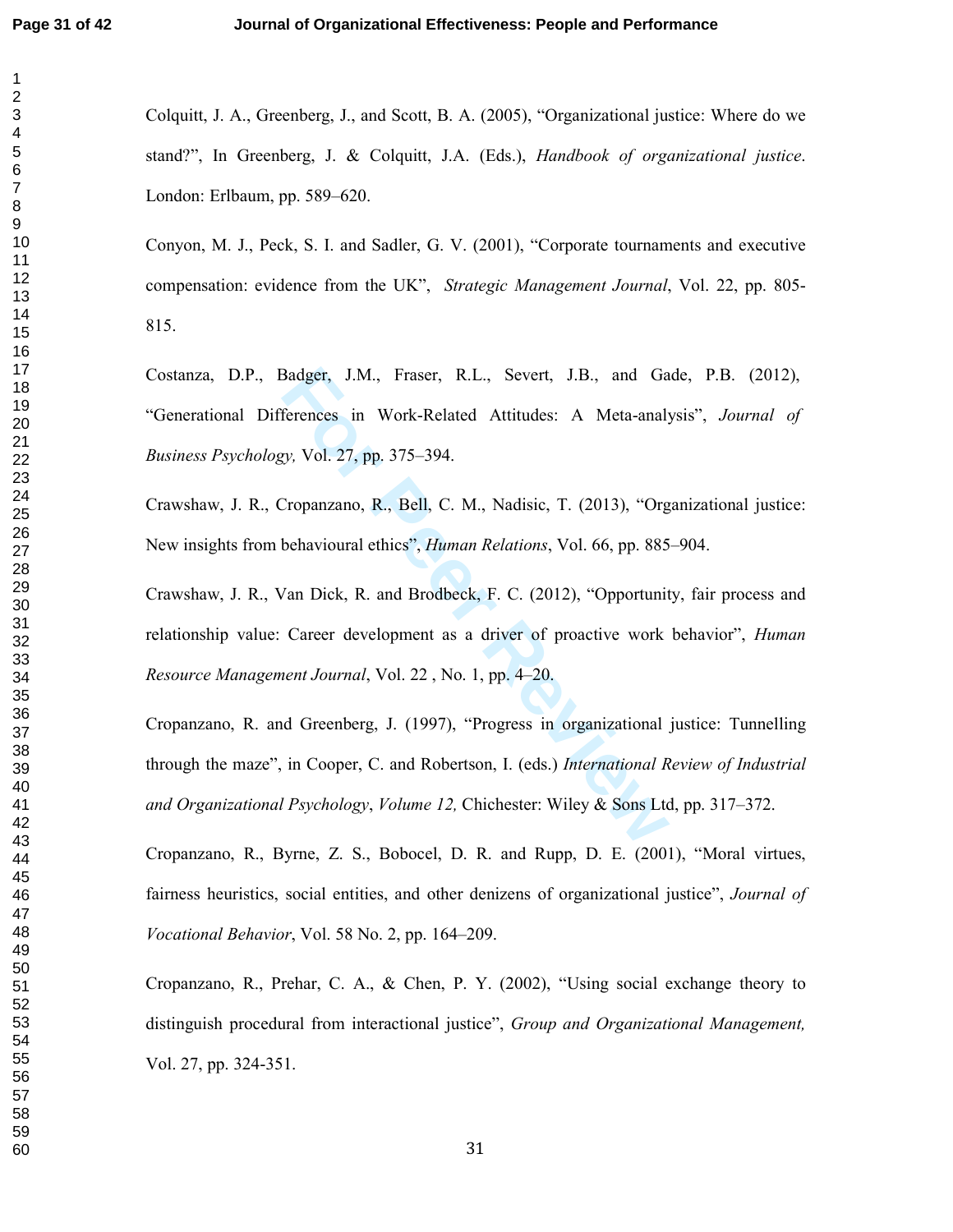Colquitt, J. A., Greenberg, J., and Scott, B. A. (2005), "Organizational justice: Where do we stand?", In Greenberg, J. & Colquitt, J.A. (Eds.), *Handbook of organizational justice*. London: Erlbaum, pp. 589–620.

Conyon, M. J., Peck, S. I. and Sadler, G. V. (2001), "Corporate tournaments and executive compensation: evidence from the UK", *Strategic Management Journal*, Vol. 22, pp. 805-815.

Costanza, D.P., Badger, J.M., Fraser, R.L., Severt, J.B., and Gade, P.B. (2012), "Generational Differences in Work-Related Attitudes: A Meta-analysis", *Journal of Business Psychology,* Vol. 27, pp. 375–394.

Crawshaw, J. R., Cropanzano, R., Bell, C. M., Nadisic, T. (2013), "Organizational justice: New insights from behavioural ethics", *Human Relations*, Vol. 66, pp. 885–904.

Crawshaw, J. R., Van Dick, R. and Brodbeck, F. C. (2012), "Opportunity, fair process and relationship value: Career development as a driver of proactive work behavior", *Human Resource Management Journal*, Vol. 22 , No. 1, pp. 4–20.

Cropanzano, R. and Greenberg, J. (1997), "Progress in organizational justice: Tunnelling through the maze", in Cooper, C. and Robertson, I. (eds.) *International Review of Industrial and Organizational Psychology*, *Volume 12,* Chichester: Wiley & Sons Ltd, pp. 317–372.

Cropanzano, R., Byrne, Z. S., Bobocel, D. R. and Rupp, D. E. (2001), "Moral virtues, fairness heuristics, social entities, and other denizens of organizational justice", *Journal of Vocational Behavior*, Vol. 58 No. 2, pp. 164–209.

Cropanzano, R., Prehar, C. A., & Chen, P. Y. (2002), "Using social exchange theory to distinguish procedural from interactional justice", *Group and Organizational Management,* Vol. 27, pp. 324-351.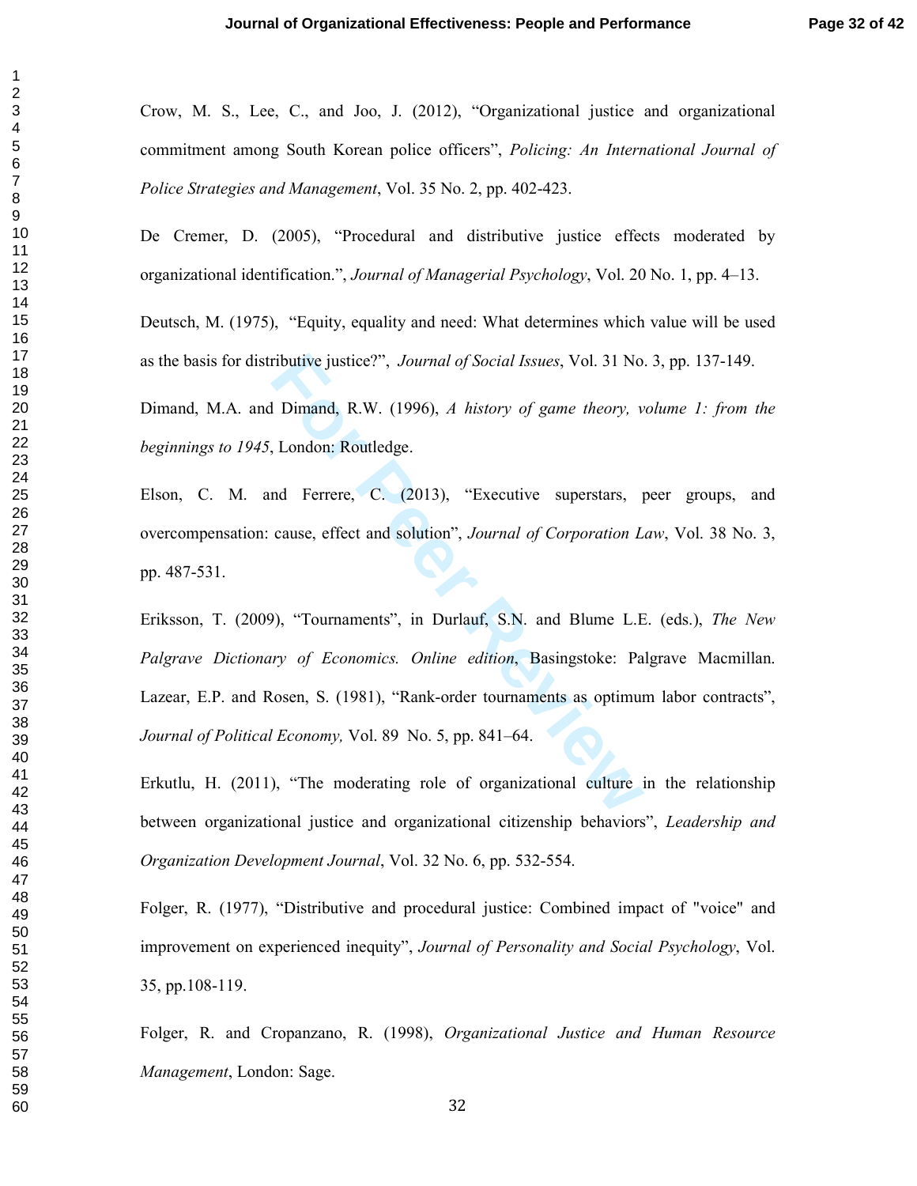Crow, M. S., Lee, C., and Joo, J. (2012), “Organizational justice and organizational commitment among South Korean police officers”, *Policing: An International Journal of Police Strategies and Management*, Vol. 35 No. 2, pp. 402-423.

De Cremer, D. (2005), “Procedural and distributive justice effects moderated by organizational identification.”, *Journal of Managerial Psychology*, Vol. 20 No. 1, pp. 4–13.

Deutsch, M. (1975), “Equity, equality and need: What determines which value will be used as the basis for distributive justice?”, *Journal of Social Issues*, Vol. 31 No. 3, pp. 137-149.

Dimand, M.A. and Dimand, R.W. (1996), *A history of game theory, volume 1: from the beginnings to 1945*, London: Routledge.

Elson, C. M. and Ferrere, C. (2013), “Executive superstars, peer groups, and overcompensation: cause, effect and solution”, *Journal of Corporation Law*, Vol. 38 No. 3, pp. 487-531.

Eriksson, T. (2009), “Tournaments”, in Durlauf, S.N. and Blume L.E. (eds.), *The New Palgrave Dictionary of Economics. Online edition*, Basingstoke: Palgrave Macmillan. Lazear, E.P. and Rosen, S. (1981), “Rank-order tournaments as optimum labor contracts”, *Journal of Political Economy,* Vol. 89 No. 5, pp. 841–64.

Erkutlu, H. (2011), “The moderating role of organizational culture in the relationship between organizational justice and organizational citizenship behaviors”, *Leadership and Organization Development Journal*, Vol. 32 No. 6, pp. 532-554.

Folger, R. (1977), “Distributive and procedural justice: Combined impact of "voice" and improvement on experienced inequity”, *Journal of Personality and Social Psychology*, Vol. 35, pp.108-119.

Folger, R. and Cropanzano, R. (1998), *Organizational Justice and Human Resource Management*, London: Sage.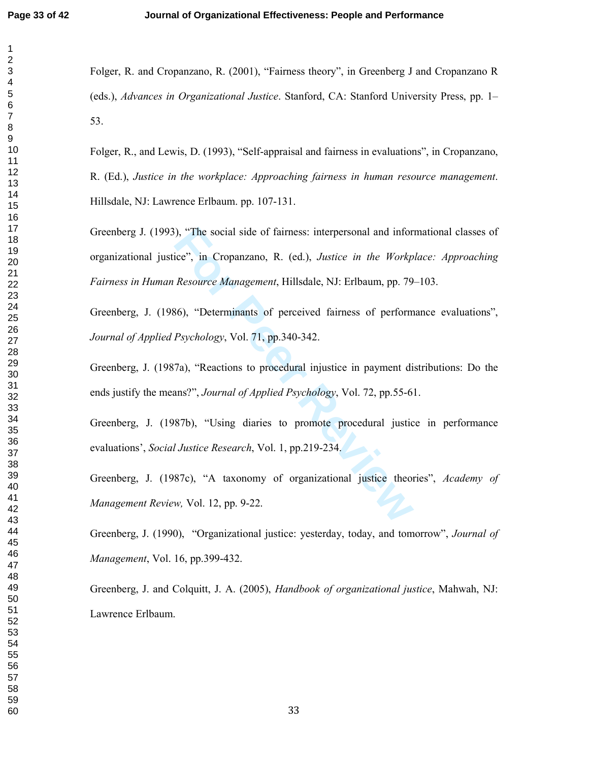Folger, R. and Cropanzano, R. (2001), “Fairness theory”, in Greenberg J and Cropanzano R (eds.), *Advances in Organizational Justice*. Stanford, CA: Stanford University Press, pp. 1–53.

Folger, R., and Lewis, D. (1993), “Self-appraisal and fairness in evaluations”, in Cropanzano, R. (Ed.), *Justice in the workplace: Approaching fairness in human resource management*. Hillsdale, NJ: Lawrence Erlbaum. pp. 107-131.

Greenberg J. (1993), “The social side of fairness: interpersonal and informational classes of organizational justice”, in Cropanzano, R. (ed.), *Justice in the Workplace: Approaching Fairness in Human Resource Management*, Hillsdale, NJ: Erlbaum, pp. 79–103.

Greenberg, J. (1986), “Determinants of perceived fairness of performance evaluations”, *Journal of Applied Psychology*, Vol. 71, pp.340-342.

Greenberg, J. (1987a), “Reactions to procedural injustice in payment distributions: Do the ends justify the means?”, *Journal of Applied Psychology*, Vol. 72, pp.55-61.

Greenberg, J. (1987b), “Using diaries to promote procedural justice in performance evaluations’, *Social Justice Research*, Vol. 1, pp.219-234.

Greenberg, J. (1987c), “A taxonomy of organizational justice theories”, *Academy of Management Review,* Vol. 12, pp. 9-22.

Greenberg, J. (1990), “Organizational justice: yesterday, today, and tomorrow”, *Journal of Management*, Vol. 16, pp.399-432.

Greenberg, J. and Colquitt, J. A. (2005), *Handbook of organizational justice*, Mahwah, NJ: Lawrence Erlbaum.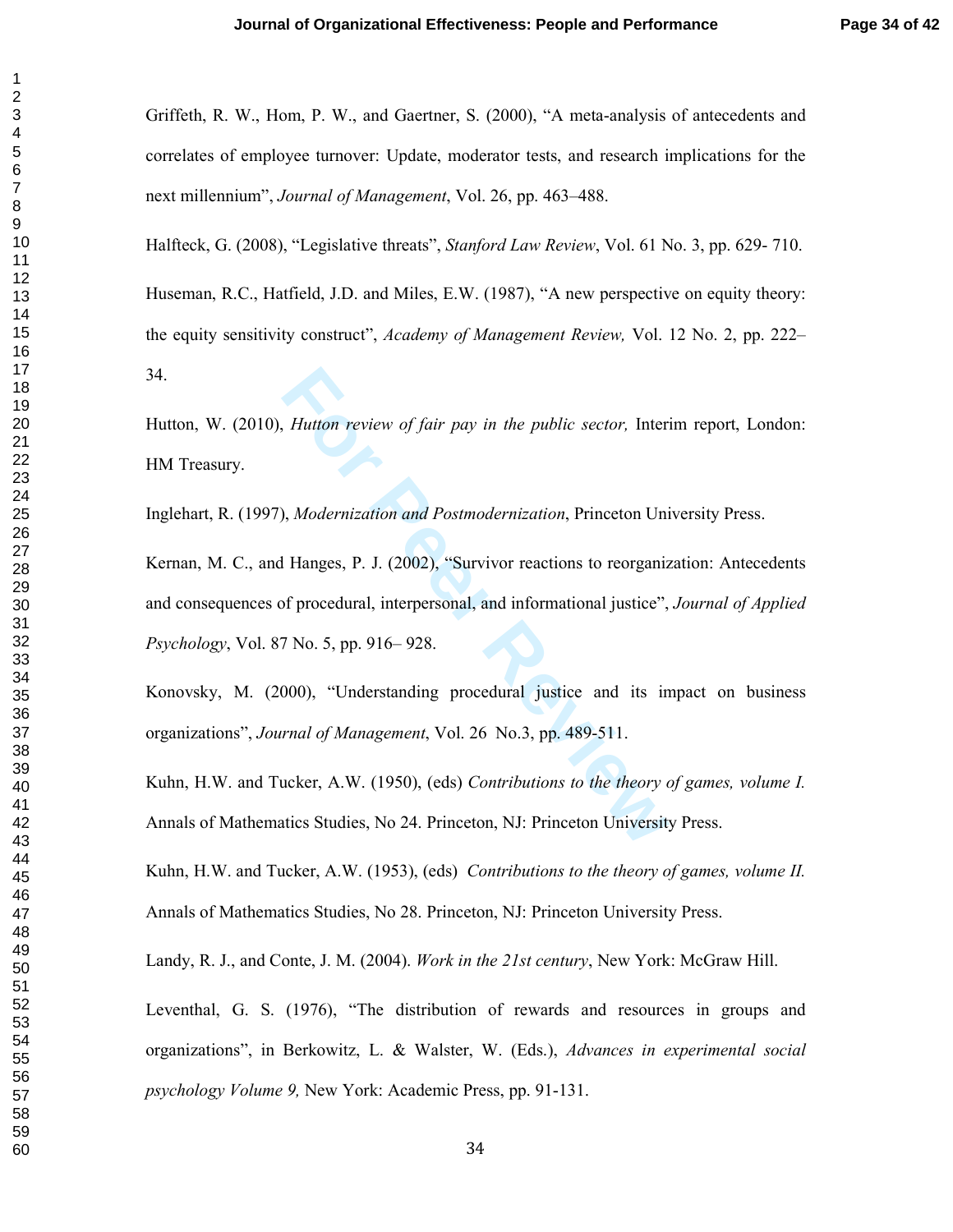Griffeth, R. W., Hom, P. W., and Gaertner, S. (2000), "A meta-analysis of antecedents and correlates of employee turnover: Update, moderator tests, and research implications for the next millennium", *Journal of Management*, Vol. 26, pp. 463–488.

Halfteck, G. (2008), "Legislative threats", *Stanford Law Review*, Vol. 61 No. 3, pp. 629- 710.

Huseman, R.C., Hatfield, J.D. and Miles, E.W. (1987), "A new perspective on equity theory: the equity sensitivity construct", *Academy of Management Review,* Vol. 12 No. 2, pp. 222–34.

Hutton, W. (2010), *Hutton review of fair pay in the public sector,* Interim report, London: HM Treasury.

Inglehart, R. (1997), *Modernization and Postmodernization*, Princeton University Press.

Kernan, M. C., and Hanges, P. J. (2002), "Survivor reactions to reorganization: Antecedents and consequences of procedural, interpersonal, and informational justice", *Journal of Applied Psychology*, Vol. 87 No. 5, pp. 916– 928.

Konovsky, M. (2000), "Understanding procedural justice and its impact on business organizations", *Journal of Management*, Vol. 26 No.3, pp. 489-511.

Kuhn, H.W. and Tucker, A.W. (1950), (eds) *Contributions to the theory of games, volume I.* Annals of Mathematics Studies, No 24. Princeton, NJ: Princeton University Press.

Kuhn, H.W. and Tucker, A.W. (1953), (eds) *Contributions to the theory of games, volume II.* Annals of Mathematics Studies, No 28. Princeton, NJ: Princeton University Press.

Landy, R. J., and Conte, J. M. (2004). *Work in the 21st century*, New York: McGraw Hill.

Leventhal, G. S. (1976), "The distribution of rewards and resources in groups and organizations", in Berkowitz, L. & Walster, W. (Eds.), *Advances in experimental social psychology Volume 9,* New York: Academic Press, pp. 91-131.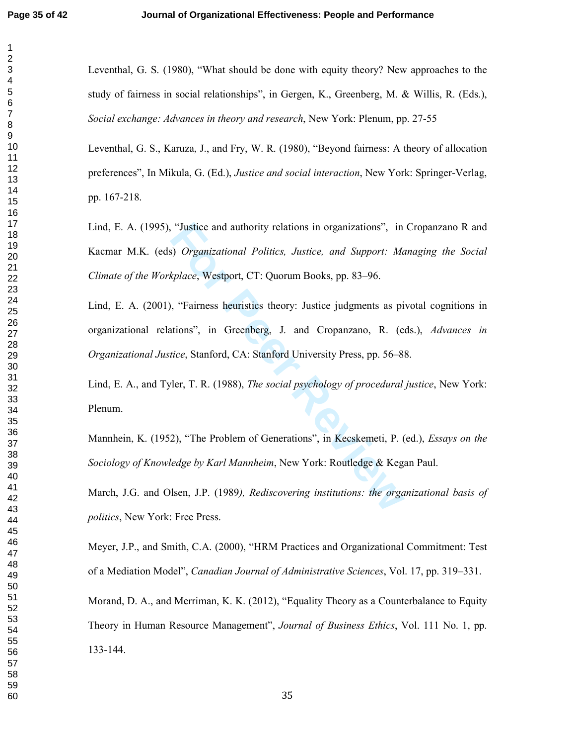Leventhal, G. S. (1980), “What should be done with equity theory? New approaches to the study of fairness in social relationships”, in Gergen, K., Greenberg, M. & Willis, R. (Eds.), *Social exchange: Advances in theory and research*, New York: Plenum, pp. 27-55

Leventhal, G. S., Karuza, J., and Fry, W. R. (1980), “Beyond fairness: A theory of allocation preferences”, In Mikula, G. (Ed.), *Justice and social interaction*, New York: Springer-Verlag, pp. 167-218.

Lind, E. A. (1995), “Justice and authority relations in organizations”, in Cropanzano R and Kacmar M.K. (eds) *Organizational Politics, Justice, and Support: Managing the Social Climate of the Workplace*, Westport, CT: Quorum Books, pp. 83–96.

Lind, E. A. (2001), “Fairness heuristics theory: Justice judgments as pivotal cognitions in organizational relations”, in Greenberg, J. and Cropanzano, R. (eds.), *Advances in Organizational Justice*, Stanford, CA: Stanford University Press, pp. 56–88.

Lind, E. A., and Tyler, T. R. (1988), *The social psychology of procedural justice*, New York: Plenum.

Mannhein, K. (1952), “The Problem of Generations”, in Kecskemeti, P. (ed.), *Essays on the Sociology of Knowledge by Karl Mannheim*, New York: Routledge & Kegan Paul.

March, J.G. and Olsen, J.P. (1989*), Rediscovering institutions: the organizational basis of politics*, New York: Free Press.

Meyer, J.P., and Smith, C.A. (2000), “HRM Practices and Organizational Commitment: Test of a Mediation Model”, *Canadian Journal of Administrative Sciences*, Vol. 17, pp. 319–331.

Morand, D. A., and Merriman, K. K. (2012), “Equality Theory as a Counterbalance to Equity Theory in Human Resource Management”, *Journal of Business Ethics*, Vol. 111 No. 1, pp. 133-144.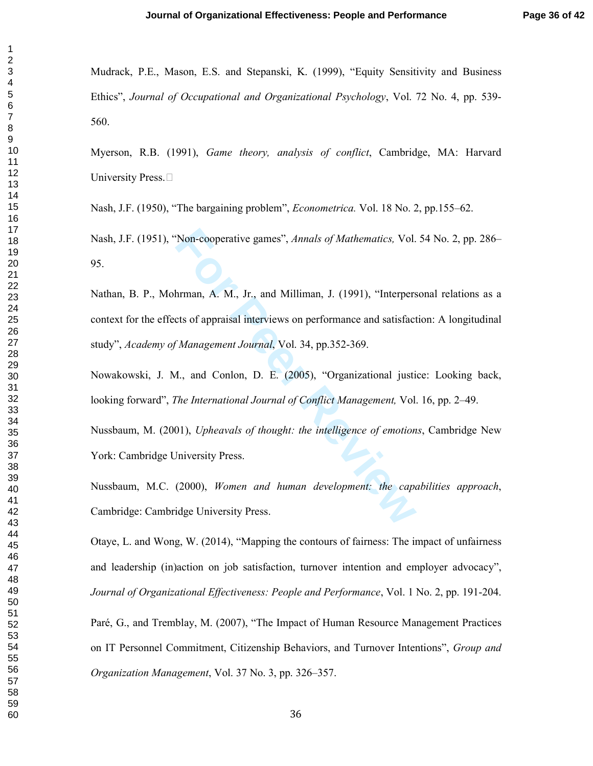Mudrack, P.E., Mason, E.S. and Stepanski, K. (1999), "Equity Sensitivity and Business Ethics", *Journal of Occupational and Organizational Psychology*, Vol. 72 No. 4, pp. 539-560.

Myerson, R.B. (1991), *Game theory, analysis of conflict*, Cambridge, MA: Harvard University Press.

Nash, J.F. (1950), "The bargaining problem", *Econometrica.* Vol. 18 No. 2, pp.155–62.

Nash, J.F. (1951), "Non-cooperative games", *Annals of Mathematics,* Vol. 54 No. 2, pp. 286–95.

Nathan, B. P., Mohrman, A. M., Jr., and Milliman, J. (1991), "Interpersonal relations as a context for the effects of appraisal interviews on performance and satisfaction: A longitudinal study", *Academy of Management Journal*, Vol. 34, pp.352-369.

Nowakowski, J. M., and Conlon, D. E. (2005), "Organizational justice: Looking back, looking forward", *The International Journal of Conflict Management,* Vol. 16, pp. 2–49.

Nussbaum, M. (2001), *Upheavals of thought: the intelligence of emotions*, Cambridge New York: Cambridge University Press.

Nussbaum, M.C. (2000), *Women and human development: the capabilities approach*, Cambridge: Cambridge University Press.

Otaye, L. and Wong, W. (2014), "Mapping the contours of fairness: The impact of unfairness and leadership (in)action on job satisfaction, turnover intention and employer advocacy", *Journal of Organizational Effectiveness: People and Performance*, Vol. 1 No. 2, pp. 191-204.

Paré, G., and Tremblay, M. (2007), "The Impact of Human Resource Management Practices on IT Personnel Commitment, Citizenship Behaviors, and Turnover Intentions", *Group and Organization Management*, Vol. 37 No. 3, pp. 326–357.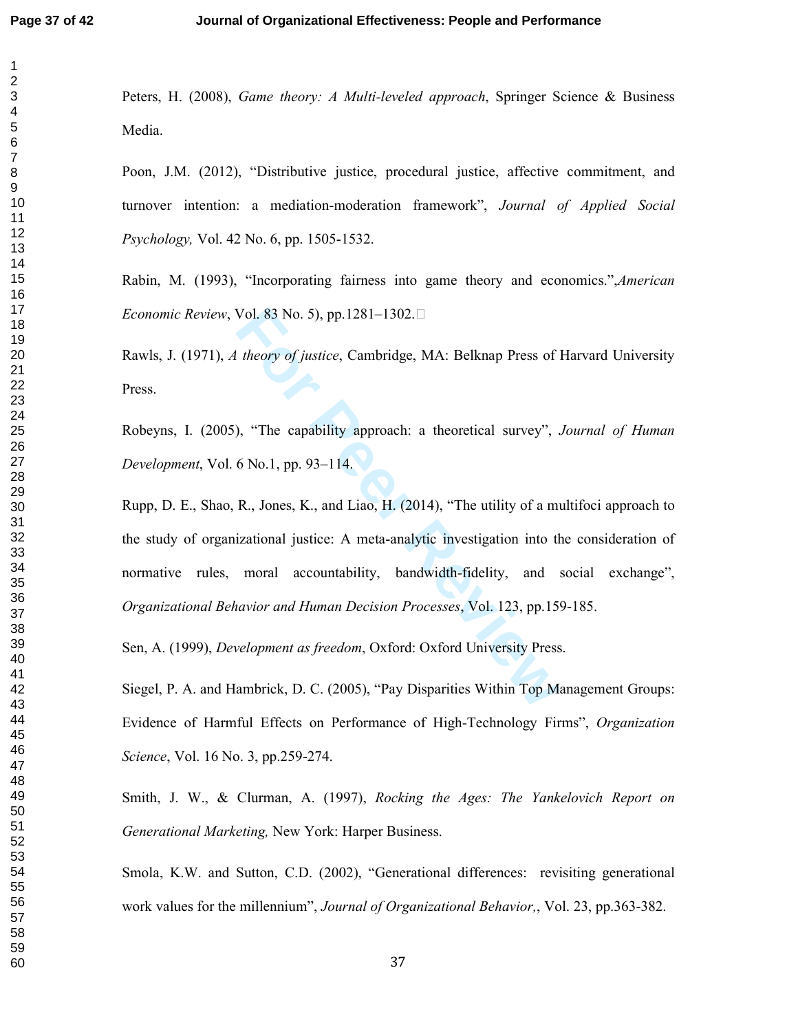Peters, H. (2008), *Game theory: A Multi-leveled approach*, Springer Science & Business Media.

Poon, J.M. (2012), "Distributive justice, procedural justice, affective commitment, and turnover intention: a mediation-moderation framework", *Journal of Applied Social Psychology,* Vol. 42 No. 6, pp. 1505-1532.

Rabin, M. (1993), "Incorporating fairness into game theory and economics.",*American Economic Review*, Vol. 83 No. 5), pp.1281–1302.

Rawls, J. (1971), *A theory of justice*, Cambridge, MA: Belknap Press of Harvard University Press.

Robeyns, I. (2005), "The capability approach: a theoretical survey", *Journal of Human Development*, Vol. 6 No.1, pp. 93–114.

Rupp, D. E., Shao, R., Jones, K., and Liao, H. (2014), "The utility of a multifoci approach to the study of organizational justice: A meta-analytic investigation into the consideration of normative rules, moral accountability, bandwidth-fidelity, and social exchange", *Organizational Behavior and Human Decision Processes*, Vol. 123, pp.159-185.

Sen, A. (1999), *Development as freedom*, Oxford: Oxford University Press.

Siegel, P. A. and Hambrick, D. C. (2005), "Pay Disparities Within Top Management Groups: Evidence of Harmful Effects on Performance of High-Technology Firms", *Organization Science*, Vol. 16 No. 3, pp.259-274.

Smith, J. W., & Clurman, A. (1997), *Rocking the Ages: The Yankelovich Report on Generational Marketing,* New York: Harper Business.

Smola, K.W. and Sutton, C.D. (2002), "Generational differences: revisiting generational work values for the millennium", *Journal of Organizational Behavior,*, Vol. 23, pp.363-382.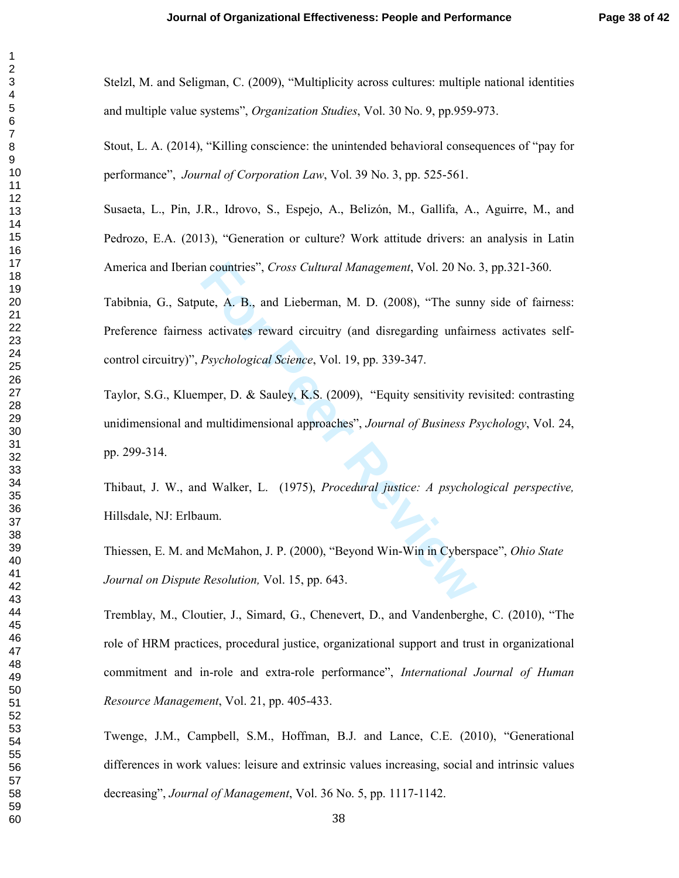Stelzl, M. and Seligman, C. (2009), "Multiplicity across cultures: multiple national identities and multiple value systems", *Organization Studies*, Vol. 30 No. 9, pp.959-973.

Stout, L. A. (2014), "Killing conscience: the unintended behavioral consequences of "pay for performance", *Journal of Corporation Law*, Vol. 39 No. 3, pp. 525-561.

Susaeta, L., Pin, J.R., Idrovo, S., Espejo, A., Belizón, M., Gallifa, A., Aguirre, M., and Pedrozo, E.A. (2013), "Generation or culture? Work attitude drivers: an analysis in Latin America and Iberian countries", *Cross Cultural Management*, Vol. 20 No. 3, pp.321-360.

Tabibnia, G., Satpute, A. B., and Lieberman, M. D. (2008), "The sunny side of fairness: Preference fairness activates reward circuitry (and disregarding unfairness activates self-control circuitry)", *Psychological Science*, Vol. 19, pp. 339-347.

Taylor, S.G., Kluemper, D. & Sauley, K.S. (2009), "Equity sensitivity revisited: contrasting unidimensional and multidimensional approaches", *Journal of Business Psychology*, Vol. 24, pp. 299-314.

Thibaut, J. W., and Walker, L. (1975), *Procedural justice: A psychological perspective,* Hillsdale, NJ: Erlbaum.

Thiessen, E. M. and McMahon, J. P. (2000), "Beyond Win-Win in Cyberspace", *Ohio State Journal on Dispute Resolution,* Vol. 15, pp. 643.

Tremblay, M., Cloutier, J., Simard, G., Chenevert, D., and Vandenberghe, C. (2010), "The role of HRM practices, procedural justice, organizational support and trust in organizational commitment and in-role and extra-role performance", *International Journal of Human Resource Management*, Vol. 21, pp. 405-433.

Twenge, J.M., Campbell, S.M., Hoffman, B.J. and Lance, C.E. (2010), "Generational differences in work values: leisure and extrinsic values increasing, social and intrinsic values decreasing", *Journal of Management*, Vol. 36 No. 5, pp. 1117-1142.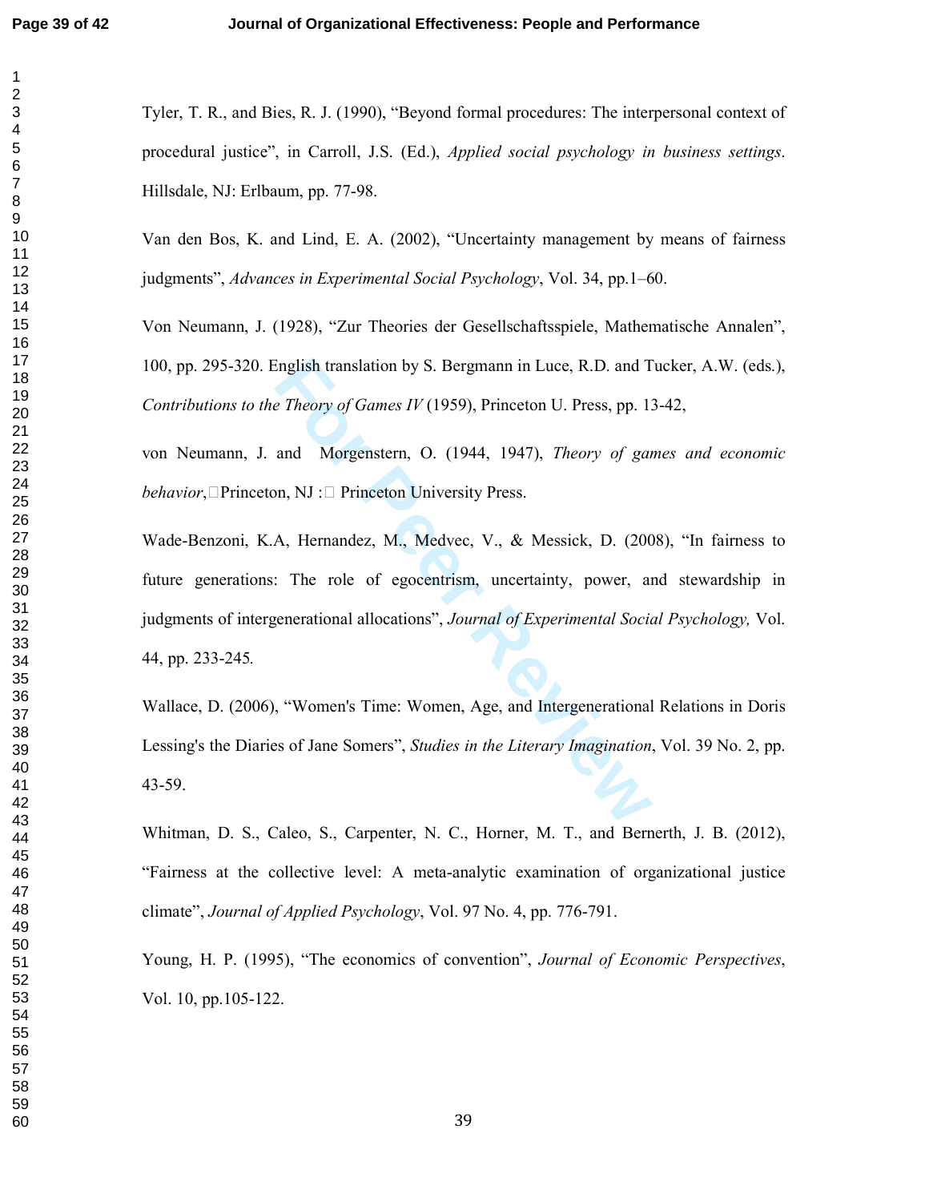Tyler, T. R., and Bies, R. J. (1990), "Beyond formal procedures: The interpersonal context of procedural justice", in Carroll, J.S. (Ed.), *Applied social psychology in business settings*. Hillsdale, NJ: Erlbaum, pp. 77-98.

Van den Bos, K. and Lind, E. A. (2002), "Uncertainty management by means of fairness judgments", *Advances in Experimental Social Psychology*, Vol. 34, pp.1–60.

Von Neumann, J. (1928), "Zur Theories der Gesellschaftsspiele, Mathematische Annalen", 100, pp. 295-320. English translation by S. Bergmann in Luce, R.D. and Tucker, A.W. (eds.), *Contributions to the Theory of Games IV* (1959), Princeton U. Press, pp. 13-42,

von Neumann, J. and Morgenstern, O. (1944, 1947), *Theory of games and economic behavior*, Princeton, NJ : Princeton University Press.

Wade-Benzoni, K.A, Hernandez, M., Medvec, V., & Messick, D. (2008), "In fairness to future generations: The role of egocentrism, uncertainty, power, and stewardship in judgments of intergenerational allocations", *Journal of Experimental Social Psychology,* Vol. 44, pp. 233-245*.*

Wallace, D. (2006), "Women's Time: Women, Age, and Intergenerational Relations in Doris Lessing's the Diaries of Jane Somers", *Studies in the Literary Imagination*, Vol. 39 No. 2, pp. 43-59.

Whitman, D. S., Caleo, S., Carpenter, N. C., Horner, M. T., and Bernerth, J. B. (2012), "Fairness at the collective level: A meta-analytic examination of organizational justice climate", *Journal of Applied Psychology*, Vol. 97 No. 4, pp. 776-791.

Young, H. P. (1995), "The economics of convention", *Journal of Economic Perspectives*, Vol. 10, pp.105-122.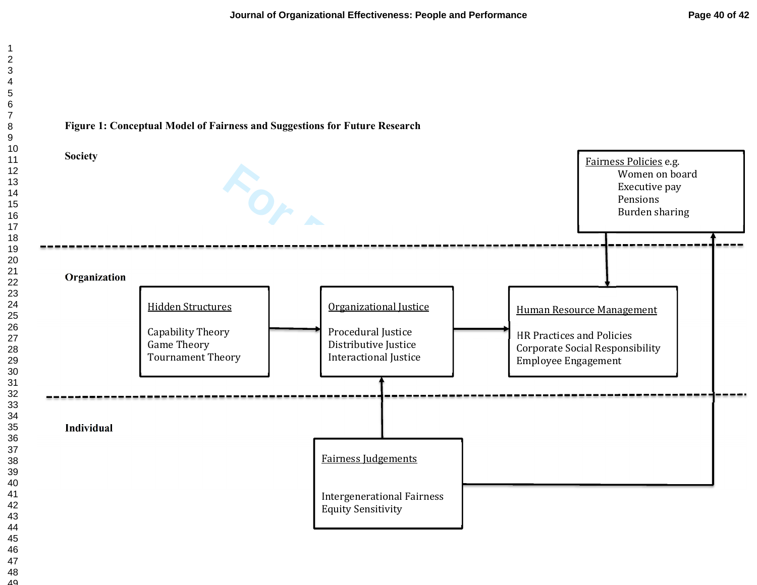**Figure 1: Conceptual Model of Fairness and Suggestions for Future Research**

**Society**

Fairness Policies e.g.
- Women on board
- Executive pay
- Pensions
- Burden sharing

**Organization**

Hidden Structures
- Capability Theory
- Game Theory
- Tournament Theory

Organizational Justice
- Procedural Justice
- Distributive Justice
- Interactional Justice

Human Resource Management
- HR Practices and Policies
- Corporate Social Responsibility
- Employee Engagement

**Individual**

Fairness Judgements
- Intergenerational Fairness
- Equity Sensitivity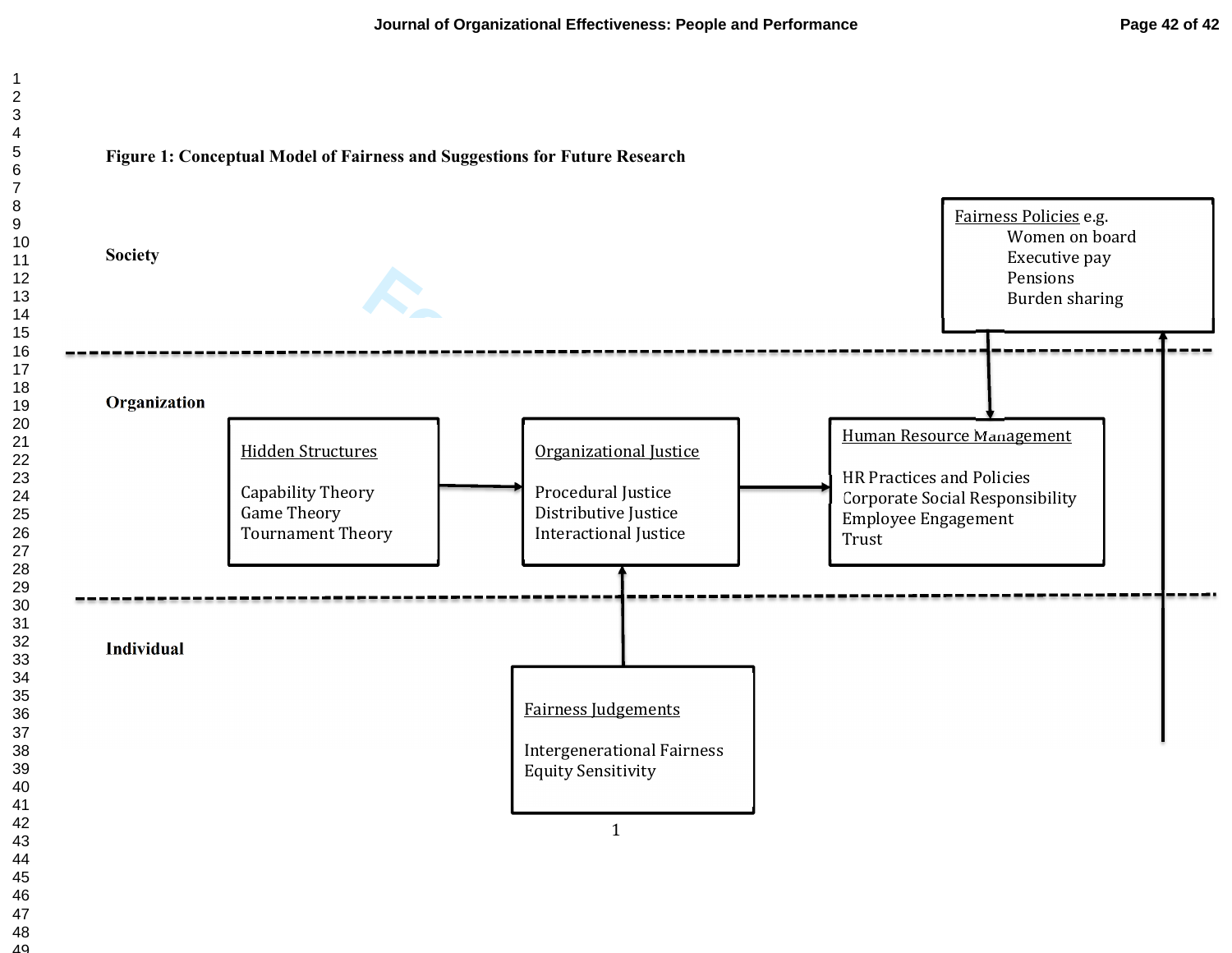**Figure 1: Conceptual Model of Fairness and Suggestions for Future Research**

Society

Fairness Policies e.g.
Women on board
Executive pay
Pensions
Burden sharing

Organization

Hidden Structures
Capability Theory
Game Theory
Tournament Theory

Organizational Justice
Procedural Justice
Distributive Justice
Interactional Justice

Human Resource Management
HR Practices and Policies
Corporate Social Responsibility
Employee Engagement
Trust

Individual

Fairness Judgements
Intergenerational Fairness
Equity Sensitivity